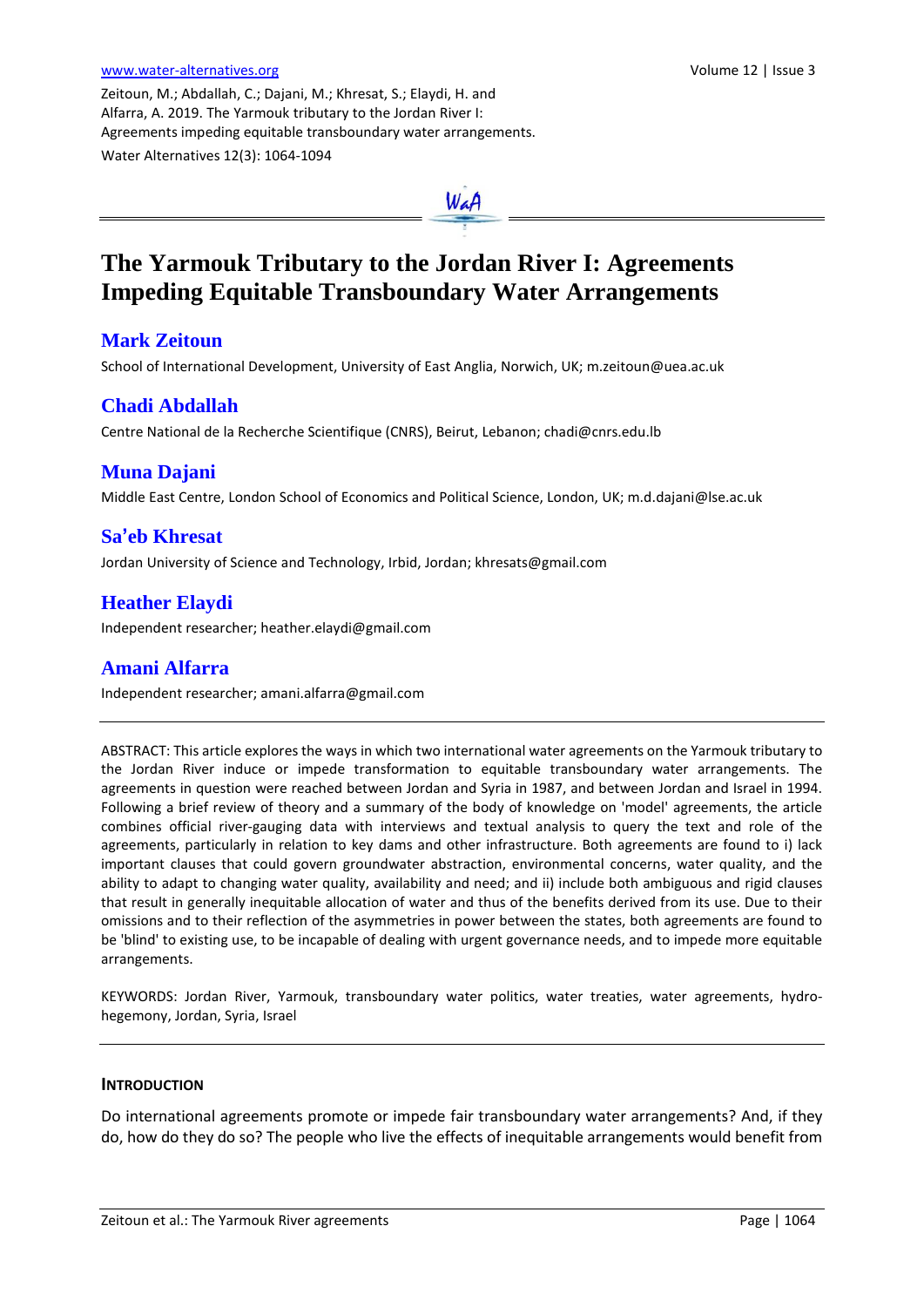Zeitoun, M.; Abdallah, C.; Dajani, M.; Khresat, S.; Elaydi, H. and Alfarra, A. 2019. The Yarmouk tributary to the Jordan River I: Agreements impeding equitable transboundary water arrangements. Water Alternatives 12(3): 1064-1094

# The Yarmouk Tributary to the Jordan River I: Agreements Impeding Equitable Transboundary Water Arrangements

## Mark Zeitoun

School of International Development, University of East Anglia, Norwich, UK; m.zeitoun@uea.ac.uk

## Chadi Abdallah

Centre National de la Recherche Scientifique (CNRS), Beirut, Lebanon; chadi@cnrs.edu.lb

## Muna Dajani

Middle East Centre, London School of Economics and Political Science, London, UK; m.d.dajani@lse.ac.uk

## Sa'eb Khresat

Jordan University of Science and Technology, Irbid, Jordan; khresats@gmail.com

## Heather Elaydi

Independent researcher; heather.elaydi@gmail.com

## Amani Alfarra

Independent researcher; amani.alfarra@gmail.com

---

ABSTRACT: This article explores the ways in which two international water agreements on the Yarmouk tributary to the Jordan River induce or impede transformation to equitable transboundary water arrangements. The agreements in question were reached between Jordan and Syria in 1987, and between Jordan and Israel in 1994. Following a brief review of theory and a summary of the body of knowledge on 'model' agreements, the article combines official river-gauging data with interviews and textual analysis to query the text and role of the agreements, particularly in relation to key dams and other infrastructure. Both agreements are found to i) lack important clauses that could govern groundwater abstraction, environmental concerns, water quality, and the ability to adapt to changing water quality, availability and need; and ii) include both ambiguous and rigid clauses that result in generally inequitable allocation of water and thus of the benefits derived from its use. Due to their omissions and to their reflection of the asymmetries in power between the states, both agreements are found to be 'blind' to existing use, to be incapable of dealing with urgent governance needs, and to impede more equitable arrangements.

KEYWORDS: Jordan River, Yarmouk, transboundary water politics, water treaties, water agreements, hydro-hegemony, Jordan, Syria, Israel

---

### INTRODUCTION

Do international agreements promote or impede fair transboundary water arrangements? And, if they do, how do they do so? The people who live the effects of inequitable arrangements would benefit from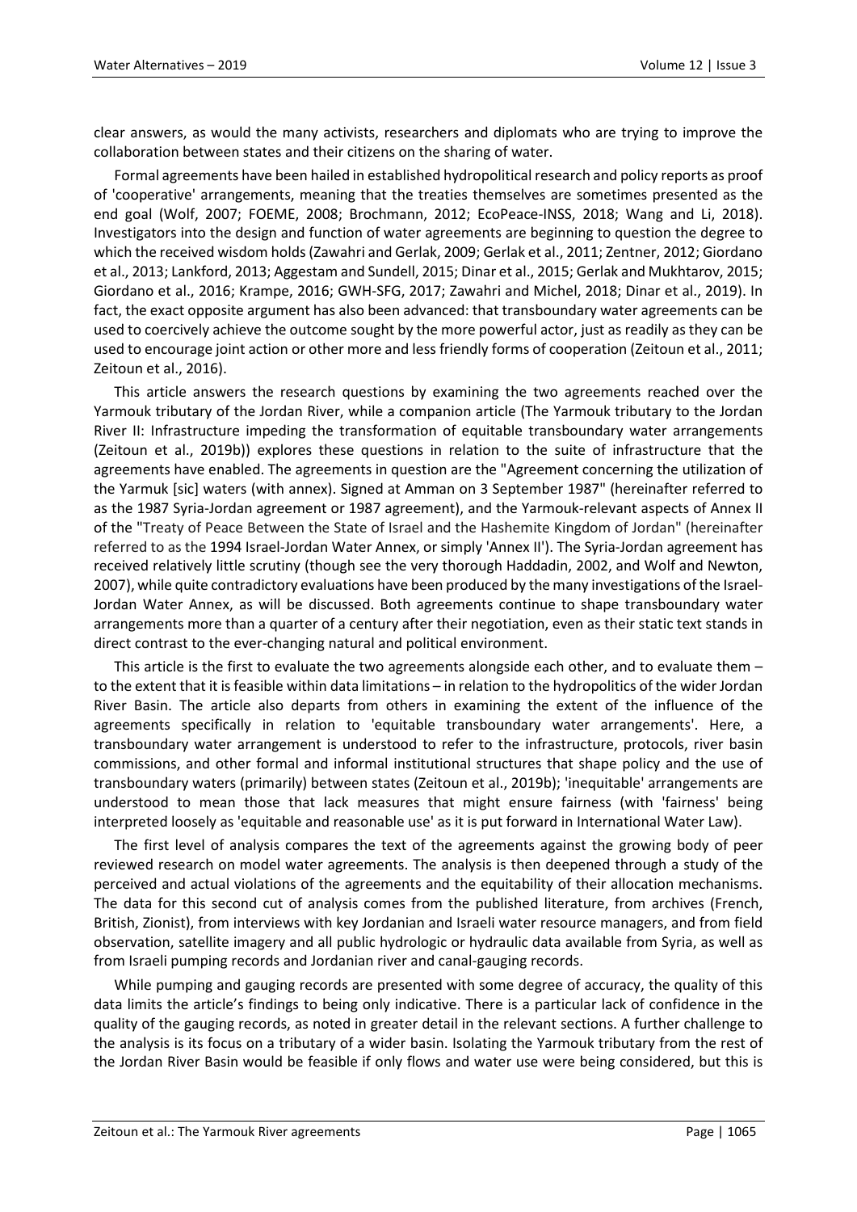clear answers, as would the many activists, researchers and diplomats who are trying to improve the collaboration between states and their citizens on the sharing of water.

Formal agreements have been hailed in established hydropolitical research and policy reports as proof of 'cooperative' arrangements, meaning that the treaties themselves are sometimes presented as the end goal (Wolf, 2007; FOEME, 2008; Brochmann, 2012; EcoPeace-INSS, 2018; Wang and Li, 2018). Investigators into the design and function of water agreements are beginning to question the degree to which the received wisdom holds (Zawahri and Gerlak, 2009; Gerlak et al., 2011; Zentner, 2012; Giordano et al., 2013; Lankford, 2013; Aggestam and Sundell, 2015; Dinar et al., 2015; Gerlak and Mukhtarov, 2015; Giordano et al., 2016; Krampe, 2016; GWH-SFG, 2017; Zawahri and Michel, 2018; Dinar et al., 2019). In fact, the exact opposite argument has also been advanced: that transboundary water agreements can be used to coercively achieve the outcome sought by the more powerful actor, just as readily as they can be used to encourage joint action or other more and less friendly forms of cooperation (Zeitoun et al., 2011; Zeitoun et al., 2016).

This article answers the research questions by examining the two agreements reached over the Yarmouk tributary of the Jordan River, while a companion article (The Yarmouk tributary to the Jordan River II: Infrastructure impeding the transformation of equitable transboundary water arrangements (Zeitoun et al., 2019b)) explores these questions in relation to the suite of infrastructure that the agreements have enabled. The agreements in question are the "Agreement concerning the utilization of the Yarmuk [sic] waters (with annex). Signed at Amman on 3 September 1987" (hereinafter referred to as the 1987 Syria-Jordan agreement or 1987 agreement), and the Yarmouk-relevant aspects of Annex II of the "Treaty of Peace Between the State of Israel and the Hashemite Kingdom of Jordan" (hereinafter referred to as the 1994 Israel-Jordan Water Annex, or simply 'Annex II'). The Syria-Jordan agreement has received relatively little scrutiny (though see the very thorough Haddadin, 2002, and Wolf and Newton, 2007), while quite contradictory evaluations have been produced by the many investigations of the Israel-Jordan Water Annex, as will be discussed. Both agreements continue to shape transboundary water arrangements more than a quarter of a century after their negotiation, even as their static text stands in direct contrast to the ever-changing natural and political environment.

This article is the first to evaluate the two agreements alongside each other, and to evaluate them – to the extent that it is feasible within data limitations – in relation to the hydropolitics of the wider Jordan River Basin. The article also departs from others in examining the extent of the influence of the agreements specifically in relation to 'equitable transboundary water arrangements'. Here, a transboundary water arrangement is understood to refer to the infrastructure, protocols, river basin commissions, and other formal and informal institutional structures that shape policy and the use of transboundary waters (primarily) between states (Zeitoun et al., 2019b); 'inequitable' arrangements are understood to mean those that lack measures that might ensure fairness (with 'fairness' being interpreted loosely as 'equitable and reasonable use' as it is put forward in International Water Law).

The first level of analysis compares the text of the agreements against the growing body of peer reviewed research on model water agreements. The analysis is then deepened through a study of the perceived and actual violations of the agreements and the equitability of their allocation mechanisms. The data for this second cut of analysis comes from the published literature, from archives (French, British, Zionist), from interviews with key Jordanian and Israeli water resource managers, and from field observation, satellite imagery and all public hydrologic or hydraulic data available from Syria, as well as from Israeli pumping records and Jordanian river and canal-gauging records.

While pumping and gauging records are presented with some degree of accuracy, the quality of this data limits the article's findings to being only indicative. There is a particular lack of confidence in the quality of the gauging records, as noted in greater detail in the relevant sections. A further challenge to the analysis is its focus on a tributary of a wider basin. Isolating the Yarmouk tributary from the rest of the Jordan River Basin would be feasible if only flows and water use were being considered, but this is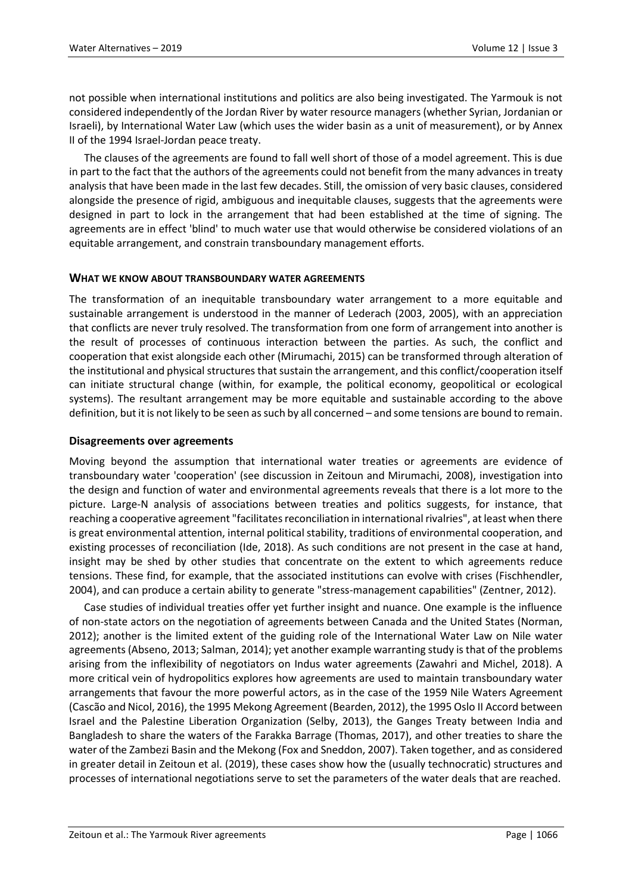not possible when international institutions and politics are also being investigated. The Yarmouk is not considered independently of the Jordan River by water resource managers (whether Syrian, Jordanian or Israeli), by International Water Law (which uses the wider basin as a unit of measurement), or by Annex II of the 1994 Israel-Jordan peace treaty.

The clauses of the agreements are found to fall well short of those of a model agreement. This is due in part to the fact that the authors of the agreements could not benefit from the many advances in treaty analysis that have been made in the last few decades. Still, the omission of very basic clauses, considered alongside the presence of rigid, ambiguous and inequitable clauses, suggests that the agreements were designed in part to lock in the arrangement that had been established at the time of signing. The agreements are in effect 'blind' to much water use that would otherwise be considered violations of an equitable arrangement, and constrain transboundary management efforts.

## WHAT WE KNOW ABOUT TRANSBOUNDARY WATER AGREEMENTS

The transformation of an inequitable transboundary water arrangement to a more equitable and sustainable arrangement is understood in the manner of Lederach (2003, 2005), with an appreciation that conflicts are never truly resolved. The transformation from one form of arrangement into another is the result of processes of continuous interaction between the parties. As such, the conflict and cooperation that exist alongside each other (Mirumachi, 2015) can be transformed through alteration of the institutional and physical structures that sustain the arrangement, and this conflict/cooperation itself can initiate structural change (within, for example, the political economy, geopolitical or ecological systems). The resultant arrangement may be more equitable and sustainable according to the above definition, but it is not likely to be seen as such by all concerned – and some tensions are bound to remain.

### Disagreements over agreements

Moving beyond the assumption that international water treaties or agreements are evidence of transboundary water 'cooperation' (see discussion in Zeitoun and Mirumachi, 2008), investigation into the design and function of water and environmental agreements reveals that there is a lot more to the picture. Large-N analysis of associations between treaties and politics suggests, for instance, that reaching a cooperative agreement "facilitates reconciliation in international rivalries", at least when there is great environmental attention, internal political stability, traditions of environmental cooperation, and existing processes of reconciliation (Ide, 2018). As such conditions are not present in the case at hand, insight may be shed by other studies that concentrate on the extent to which agreements reduce tensions. These find, for example, that the associated institutions can evolve with crises (Fischhendler, 2004), and can produce a certain ability to generate "stress-management capabilities" (Zentner, 2012).

Case studies of individual treaties offer yet further insight and nuance. One example is the influence of non-state actors on the negotiation of agreements between Canada and the United States (Norman, 2012); another is the limited extent of the guiding role of the International Water Law on Nile water agreements (Abseno, 2013; Salman, 2014); yet another example warranting study is that of the problems arising from the inflexibility of negotiators on Indus water agreements (Zawahri and Michel, 2018). A more critical vein of hydropolitics explores how agreements are used to maintain transboundary water arrangements that favour the more powerful actors, as in the case of the 1959 Nile Waters Agreement (Cascão and Nicol, 2016), the 1995 Mekong Agreement (Bearden, 2012), the 1995 Oslo II Accord between Israel and the Palestine Liberation Organization (Selby, 2013), the Ganges Treaty between India and Bangladesh to share the waters of the Farakka Barrage (Thomas, 2017), and other treaties to share the water of the Zambezi Basin and the Mekong (Fox and Sneddon, 2007). Taken together, and as considered in greater detail in Zeitoun et al. (2019), these cases show how the (usually technocratic) structures and processes of international negotiations serve to set the parameters of the water deals that are reached.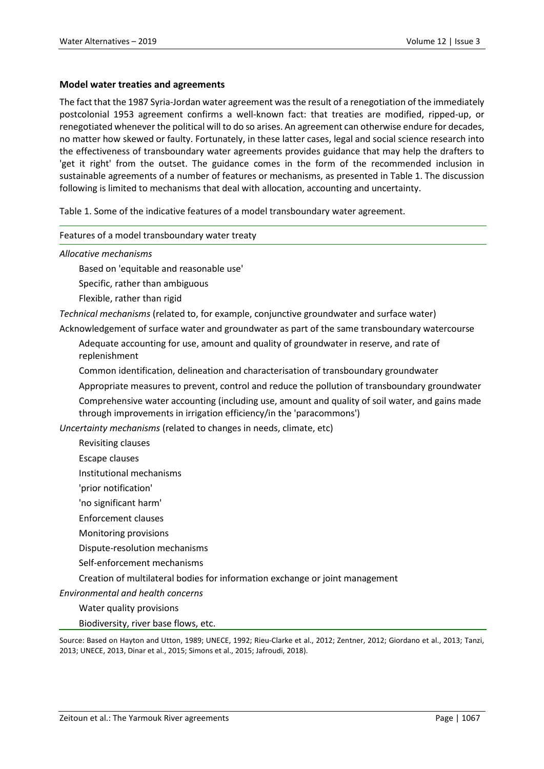### Model water treaties and agreements

The fact that the 1987 Syria-Jordan water agreement was the result of a renegotiation of the immediately postcolonial 1953 agreement confirms a well-known fact: that treaties are modified, ripped-up, or renegotiated whenever the political will to do so arises. An agreement can otherwise endure for decades, no matter how skewed or faulty. Fortunately, in these latter cases, legal and social science research into the effectiveness of transboundary water agreements provides guidance that may help the drafters to 'get it right' from the outset. The guidance comes in the form of the recommended inclusion in sustainable agreements of a number of features or mechanisms, as presented in Table 1. The discussion following is limited to mechanisms that deal with allocation, accounting and uncertainty.

Table 1. Some of the indicative features of a model transboundary water agreement.

| Features of a model transboundary water treaty |
|---|
| *Allocative mechanisms* |
| Based on 'equitable and reasonable use' |
| Specific, rather than ambiguous |
| Flexible, rather than rigid |
| *Technical mechanisms* (related to, for example, conjunctive groundwater and surface water) |
| Acknowledgement of surface water and groundwater as part of the same transboundary watercourse |
| Adequate accounting for use, amount and quality of groundwater in reserve, and rate of replenishment |
| Common identification, delineation and characterisation of transboundary groundwater |
| Appropriate measures to prevent, control and reduce the pollution of transboundary groundwater |
| Comprehensive water accounting (including use, amount and quality of soil water, and gains made through improvements in irrigation efficiency/in the 'paracommons') |
| *Uncertainty mechanisms* (related to changes in needs, climate, etc) |
| Revisiting clauses |
| Escape clauses |
| Institutional mechanisms |
| 'prior notification' |
| 'no significant harm' |
| Enforcement clauses |
| Monitoring provisions |
| Dispute-resolution mechanisms |
| Self-enforcement mechanisms |
| Creation of multilateral bodies for information exchange or joint management |
| *Environmental and health concerns* |
| Water quality provisions |
| Biodiversity, river base flows, etc. |

Source: Based on Hayton and Utton, 1989; UNECE, 1992; Rieu-Clarke et al., 2012; Zentner, 2012; Giordano et al., 2013; Tanzi, 2013; UNECE, 2013, Dinar et al., 2015; Simons et al., 2015; Jafroudi, 2018).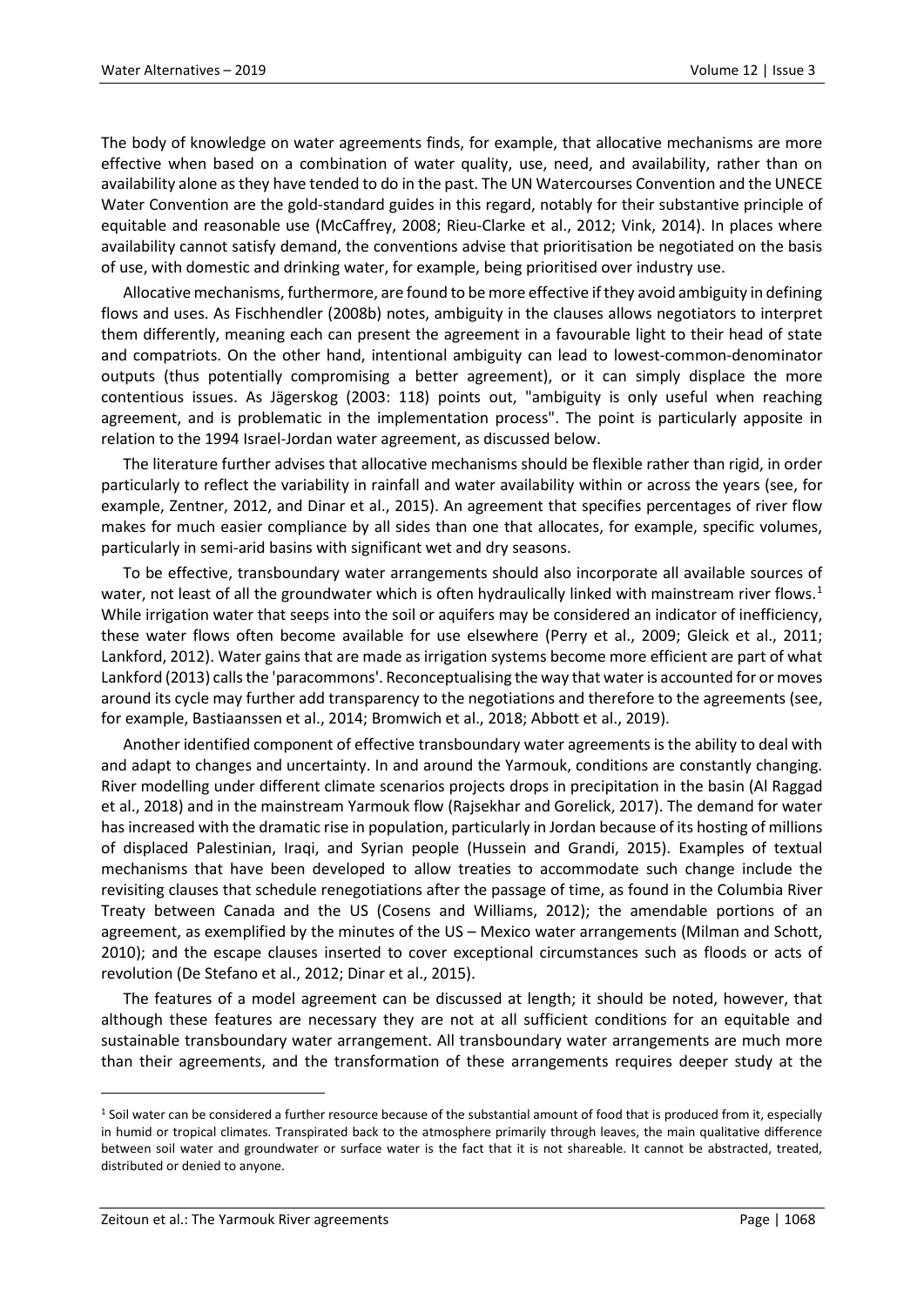The body of knowledge on water agreements finds, for example, that allocative mechanisms are more effective when based on a combination of water quality, use, need, and availability, rather than on availability alone as they have tended to do in the past. The UN Watercourses Convention and the UNECE Water Convention are the gold-standard guides in this regard, notably for their substantive principle of equitable and reasonable use (McCaffrey, 2008; Rieu-Clarke et al., 2012; Vink, 2014). In places where availability cannot satisfy demand, the conventions advise that prioritisation be negotiated on the basis of use, with domestic and drinking water, for example, being prioritised over industry use.

Allocative mechanisms, furthermore, are found to be more effective if they avoid ambiguity in defining flows and uses. As Fischhendler (2008b) notes, ambiguity in the clauses allows negotiators to interpret them differently, meaning each can present the agreement in a favourable light to their head of state and compatriots. On the other hand, intentional ambiguity can lead to lowest-common-denominator outputs (thus potentially compromising a better agreement), or it can simply displace the more contentious issues. As Jägerskog (2003: 118) points out, "ambiguity is only useful when reaching agreement, and is problematic in the implementation process". The point is particularly apposite in relation to the 1994 Israel-Jordan water agreement, as discussed below.

The literature further advises that allocative mechanisms should be flexible rather than rigid, in order particularly to reflect the variability in rainfall and water availability within or across the years (see, for example, Zentner, 2012, and Dinar et al., 2015). An agreement that specifies percentages of river flow makes for much easier compliance by all sides than one that allocates, for example, specific volumes, particularly in semi-arid basins with significant wet and dry seasons.

To be effective, transboundary water arrangements should also incorporate all available sources of water, not least of all the groundwater which is often hydraulically linked with mainstream river flows.[1] While irrigation water that seeps into the soil or aquifers may be considered an indicator of inefficiency, these water flows often become available for use elsewhere (Perry et al., 2009; Gleick et al., 2011; Lankford, 2012). Water gains that are made as irrigation systems become more efficient are part of what Lankford (2013) calls the 'paracommons'. Reconceptualising the way that water is accounted for or moves around its cycle may further add transparency to the negotiations and therefore to the agreements (see, for example, Bastiaanssen et al., 2014; Bromwich et al., 2018; Abbott et al., 2019).

Another identified component of effective transboundary water agreements is the ability to deal with and adapt to changes and uncertainty. In and around the Yarmouk, conditions are constantly changing. River modelling under different climate scenarios projects drops in precipitation in the basin (Al Raggad et al., 2018) and in the mainstream Yarmouk flow (Rajsekhar and Gorelick, 2017). The demand for water has increased with the dramatic rise in population, particularly in Jordan because of its hosting of millions of displaced Palestinian, Iraqi, and Syrian people (Hussein and Grandi, 2015). Examples of textual mechanisms that have been developed to allow treaties to accommodate such change include the revisiting clauses that schedule renegotiations after the passage of time, as found in the Columbia River Treaty between Canada and the US (Cosens and Williams, 2012); the amendable portions of an agreement, as exemplified by the minutes of the US – Mexico water arrangements (Milman and Schott, 2010); and the escape clauses inserted to cover exceptional circumstances such as floods or acts of revolution (De Stefano et al., 2012; Dinar et al., 2015).

The features of a model agreement can be discussed at length; it should be noted, however, that although these features are necessary they are not at all sufficient conditions for an equitable and sustainable transboundary water arrangement. All transboundary water arrangements are much more than their agreements, and the transformation of these arrangements requires deeper study at the

---

[1] Soil water can be considered a further resource because of the substantial amount of food that is produced from it, especially in humid or tropical climates. Transpirated back to the atmosphere primarily through leaves, the main qualitative difference between soil water and groundwater or surface water is the fact that it is not shareable. It cannot be abstracted, treated, distributed or denied to anyone.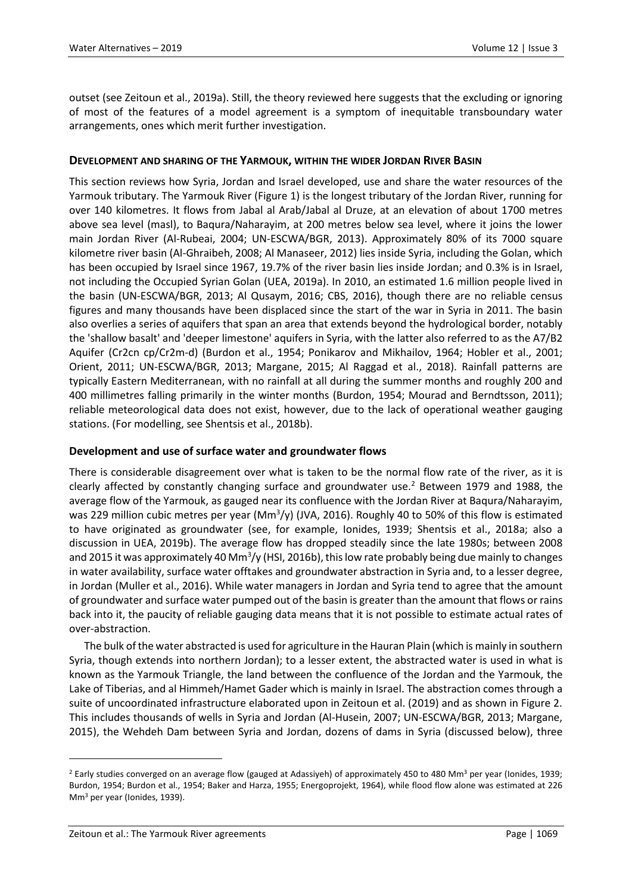outset (see Zeitoun et al., 2019a). Still, the theory reviewed here suggests that the excluding or ignoring of most of the features of a model agreement is a symptom of inequitable transboundary water arrangements, ones which merit further investigation.

## DEVELOPMENT AND SHARING OF THE YARMOUK, WITHIN THE WIDER JORDAN RIVER BASIN

This section reviews how Syria, Jordan and Israel developed, use and share the water resources of the Yarmouk tributary. The Yarmouk River (Figure 1) is the longest tributary of the Jordan River, running for over 140 kilometres. It flows from Jabal al Arab/Jabal al Druze, at an elevation of about 1700 metres above sea level (masl), to Baqura/Naharayim, at 200 metres below sea level, where it joins the lower main Jordan River (Al-Rubeai, 2004; UN-ESCWA/BGR, 2013). Approximately 80% of its 7000 square kilometre river basin (Al-Ghraibeh, 2008; Al Manaseer, 2012) lies inside Syria, including the Golan, which has been occupied by Israel since 1967, 19.7% of the river basin lies inside Jordan; and 0.3% is in Israel, not including the Occupied Syrian Golan (UEA, 2019a). In 2010, an estimated 1.6 million people lived in the basin (UN-ESCWA/BGR, 2013; Al Qusaym, 2016; CBS, 2016), though there are no reliable census figures and many thousands have been displaced since the start of the war in Syria in 2011. The basin also overlies a series of aquifers that span an area that extends beyond the hydrological border, notably the 'shallow basalt' and 'deeper limestone' aquifers in Syria, with the latter also referred to as the A7/B2 Aquifer (Cr2cn cp/Cr2m-d) (Burdon et al., 1954; Ponikarov and Mikhailov, 1964; Hobler et al., 2001; Orient, 2011; UN-ESCWA/BGR, 2013; Margane, 2015; Al Raggad et al., 2018). Rainfall patterns are typically Eastern Mediterranean, with no rainfall at all during the summer months and roughly 200 and 400 millimetres falling primarily in the winter months (Burdon, 1954; Mourad and Berndtsson, 2011); reliable meteorological data does not exist, however, due to the lack of operational weather gauging stations. (For modelling, see Shentsis et al., 2018b).

### Development and use of surface water and groundwater flows

There is considerable disagreement over what is taken to be the normal flow rate of the river, as it is clearly affected by constantly changing surface and groundwater use.[2] Between 1979 and 1988, the average flow of the Yarmouk, as gauged near its confluence with the Jordan River at Baqura/Naharayim, was 229 million cubic metres per year ($Mm^3/y$) (JVA, 2016). Roughly 40 to 50% of this flow is estimated to have originated as groundwater (see, for example, Ionides, 1939; Shentsis et al., 2018a; also a discussion in UEA, 2019b). The average flow has dropped steadily since the late 1980s; between 2008 and 2015 it was approximately 40 $Mm^3/y$ (HSI, 2016b), this low rate probably being due mainly to changes in water availability, surface water offtakes and groundwater abstraction in Syria and, to a lesser degree, in Jordan (Muller et al., 2016). While water managers in Jordan and Syria tend to agree that the amount of groundwater and surface water pumped out of the basin is greater than the amount that flows or rains back into it, the paucity of reliable gauging data means that it is not possible to estimate actual rates of over-abstraction.

The bulk of the water abstracted is used for agriculture in the Hauran Plain (which is mainly in southern Syria, though extends into northern Jordan); to a lesser extent, the abstracted water is used in what is known as the Yarmouk Triangle, the land between the confluence of the Jordan and the Yarmouk, the Lake of Tiberias, and al Himmeh/Hamet Gader which is mainly in Israel. The abstraction comes through a suite of uncoordinated infrastructure elaborated upon in Zeitoun et al. (2019) and as shown in Figure 2. This includes thousands of wells in Syria and Jordan (Al-Husein, 2007; UN-ESCWA/BGR, 2013; Margane, 2015), the Wehdeh Dam between Syria and Jordan, dozens of dams in Syria (discussed below), three

[2] Early studies converged on an average flow (gauged at Adassiyeh) of approximately 450 to 480 $Mm^3$ per year (Ionides, 1939; Burdon, 1954; Burdon et al., 1954; Baker and Harza, 1955; Energoprojekt, 1964), while flood flow alone was estimated at 226 $Mm^3$ per year (Ionides, 1939).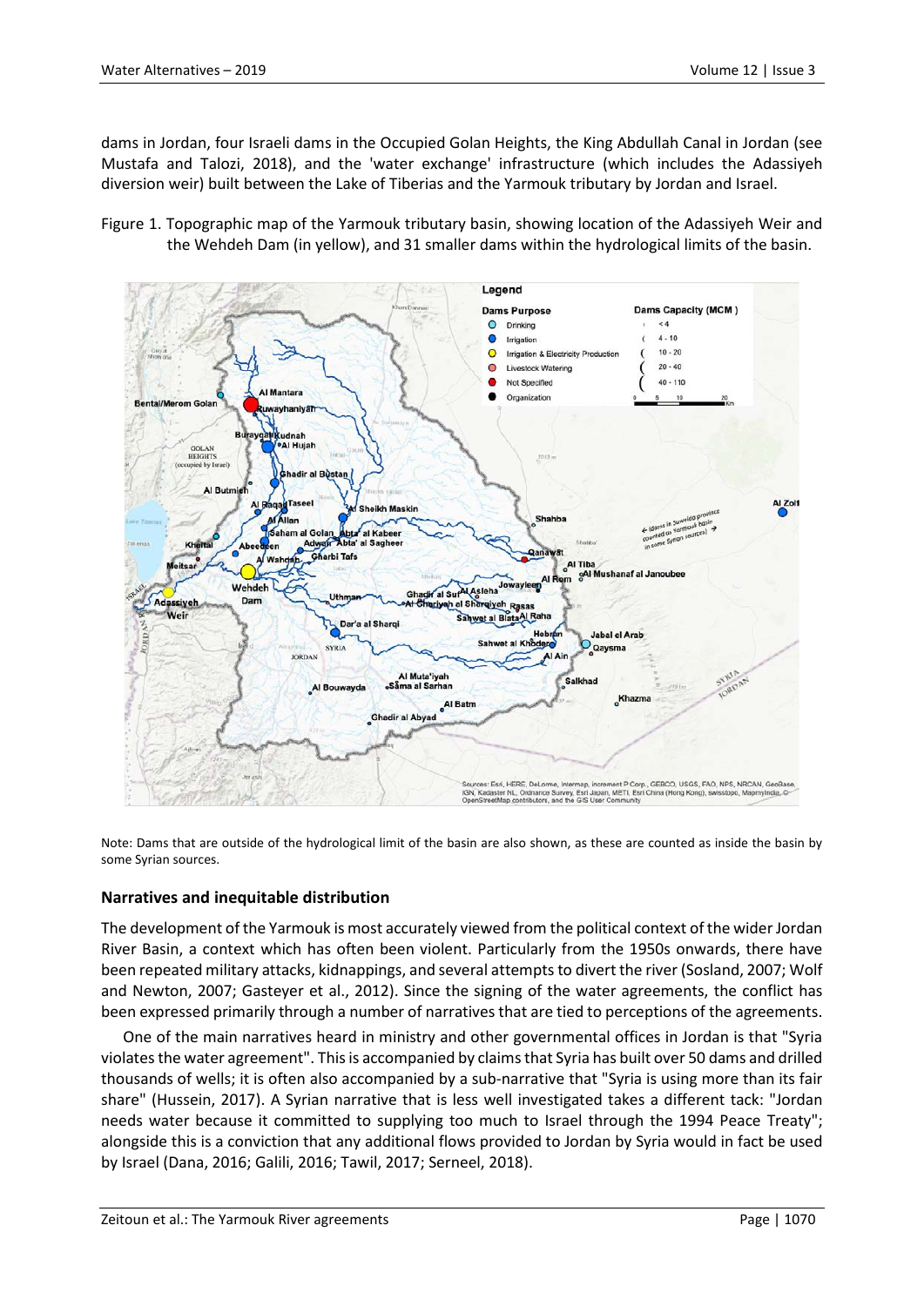dams in Jordan, four Israeli dams in the Occupied Golan Heights, the King Abdullah Canal in Jordan (see Mustafa and Talozi, 2018), and the 'water exchange' infrastructure (which includes the Adassiyeh diversion weir) built between the Lake of Tiberias and the Yarmouk tributary by Jordan and Israel.

Figure 1. Topographic map of the Yarmouk tributary basin, showing location of the Adassiyeh Weir and the Wehdeh Dam (in yellow), and 31 smaller dams within the hydrological limits of the basin.

Note: Dams that are outside of the hydrological limit of the basin are also shown, as these are counted as inside the basin by some Syrian sources.

## Narratives and inequitable distribution

The development of the Yarmouk is most accurately viewed from the political context of the wider Jordan River Basin, a context which has often been violent. Particularly from the 1950s onwards, there have been repeated military attacks, kidnappings, and several attempts to divert the river (Sosland, 2007; Wolf and Newton, 2007; Gasteyer et al., 2012). Since the signing of the water agreements, the conflict has been expressed primarily through a number of narratives that are tied to perceptions of the agreements.

One of the main narratives heard in ministry and other governmental offices in Jordan is that "Syria violates the water agreement". This is accompanied by claims that Syria has built over 50 dams and drilled thousands of wells; it is often also accompanied by a sub-narrative that "Syria is using more than its fair share" (Hussein, 2017). A Syrian narrative that is less well investigated takes a different tack: "Jordan needs water because it committed to supplying too much to Israel through the 1994 Peace Treaty"; alongside this is a conviction that any additional flows provided to Jordan by Syria would in fact be used by Israel (Dana, 2016; Galili, 2016; Tawil, 2017; Serneel, 2018).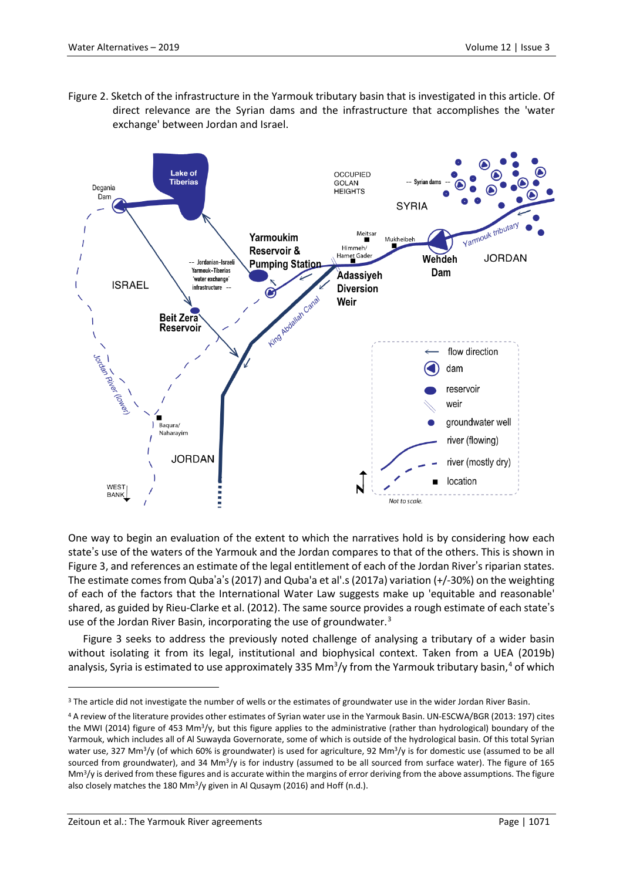Figure 2. Sketch of the infrastructure in the Yarmouk tributary basin that is investigated in this article. Of direct relevance are the Syrian dams and the infrastructure that accomplishes the 'water exchange' between Jordan and Israel.

One way to begin an evaluation of the extent to which the narratives hold is by considering how each state's use of the waters of the Yarmouk and the Jordan compares to that of the others. This is shown in Figure 3, and references an estimate of the legal entitlement of each of the Jordan River's riparian states. The estimate comes from Quba'a's (2017) and Quba'a et al'.s (2017a) variation (+/-30%) on the weighting of each of the factors that the International Water Law suggests make up 'equitable and reasonable' shared, as guided by Rieu-Clarke et al. (2012). The same source provides a rough estimate of each state's use of the Jordan River Basin, incorporating the use of groundwater.[3]

Figure 3 seeks to address the previously noted challenge of analysing a tributary of a wider basin without isolating it from its legal, institutional and biophysical context. Taken from a UEA (2019b) analysis, Syria is estimated to use approximately 335 Mm$^3$/y from the Yarmouk tributary basin,[4] of which

[3] The article did not investigate the number of wells or the estimates of groundwater use in the wider Jordan River Basin.

[4] A review of the literature provides other estimates of Syrian water use in the Yarmouk Basin. UN-ESCWA/BGR (2013: 197) cites the MWI (2014) figure of 453 Mm$^3$/y, but this figure applies to the administrative (rather than hydrological) boundary of the Yarmouk, which includes all of Al Suwayda Governorate, some of which is outside of the hydrological basin. Of this total Syrian water use, 327 Mm$^3$/y (of which 60% is groundwater) is used for agriculture, 92 Mm$^3$/y is for domestic use (assumed to be all sourced from groundwater), and 34 Mm$^3$/y is for industry (assumed to be all sourced from surface water). The figure of 165 Mm$^3$/y is derived from these figures and is accurate within the margins of error deriving from the above assumptions. The figure also closely matches the 180 Mm$^3$/y given in Al Qusaym (2016) and Hoff (n.d.).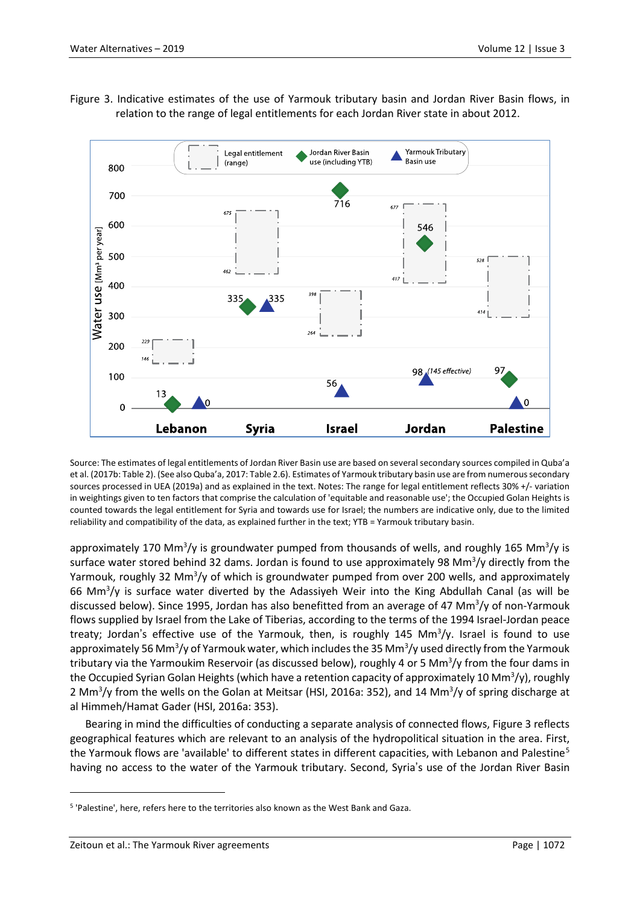Figure 3. Indicative estimates of the use of Yarmouk tributary basin and Jordan River Basin flows, in relation to the range of legal entitlements for each Jordan River state in about 2012.

Source: The estimates of legal entitlements of Jordan River Basin use are based on several secondary sources compiled in Quba'a et al. (2017b: Table 2). (See also Quba'a, 2017: Table 2.6). Estimates of Yarmouk tributary basin use are from numerous secondary sources processed in UEA (2019a) and as explained in the text. Notes: The range for legal entitlement reflects 30% +/- variation in weightings given to ten factors that comprise the calculation of 'equitable and reasonable use'; the Occupied Golan Heights is counted towards the legal entitlement for Syria and towards use for Israel; the numbers are indicative only, due to the limited reliability and compatibility of the data, as explained further in the text; YTB = Yarmouk tributary basin.

approximately 170 Mm$^3$/y is groundwater pumped from thousands of wells, and roughly 165 Mm$^3$/y is surface water stored behind 32 dams. Jordan is found to use approximately 98 Mm$^3$/y directly from the Yarmouk, roughly 32 Mm$^3$/y of which is groundwater pumped from over 200 wells, and approximately 66 Mm$^3$/y is surface water diverted by the Adassiyeh Weir into the King Abdullah Canal (as will be discussed below). Since 1995, Jordan has also benefitted from an average of 47 Mm$^3$/y of non-Yarmouk flows supplied by Israel from the Lake of Tiberias, according to the terms of the 1994 Israel-Jordan peace treaty; Jordan's effective use of the Yarmouk, then, is roughly 145 Mm$^3$/y. Israel is found to use approximately 56 Mm$^3$/y of Yarmouk water, which includes the 35 Mm$^3$/y used directly from the Yarmouk tributary via the Yarmoukim Reservoir (as discussed below), roughly 4 or 5 Mm$^3$/y from the four dams in the Occupied Syrian Golan Heights (which have a retention capacity of approximately 10 Mm$^3$/y), roughly 2 Mm$^3$/y from the wells on the Golan at Meitsar (HSI, 2016a: 352), and 14 Mm$^3$/y of spring discharge at al Himmeh/Hamat Gader (HSI, 2016a: 353).

Bearing in mind the difficulties of conducting a separate analysis of connected flows, Figure 3 reflects geographical features which are relevant to an analysis of the hydropolitical situation in the area. First, the Yarmouk flows are 'available' to different states in different capacities, with Lebanon and Palestine[5] having no access to the water of the Yarmouk tributary. Second, Syria's use of the Jordan River Basin

[5] 'Palestine', here, refers here to the territories also known as the West Bank and Gaza.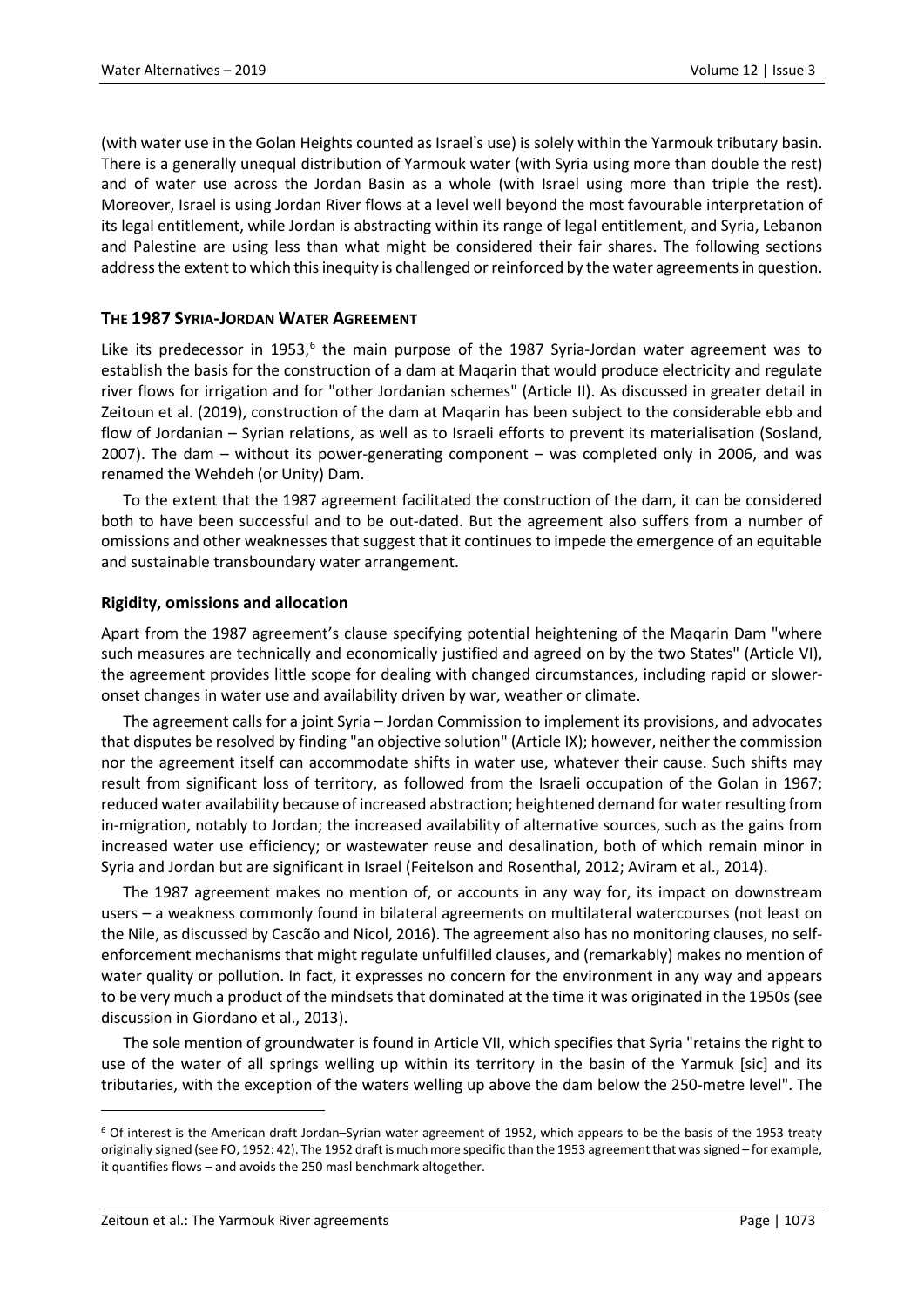(with water use in the Golan Heights counted as Israel's use) is solely within the Yarmouk tributary basin. There is a generally unequal distribution of Yarmouk water (with Syria using more than double the rest) and of water use across the Jordan Basin as a whole (with Israel using more than triple the rest). Moreover, Israel is using Jordan River flows at a level well beyond the most favourable interpretation of its legal entitlement, while Jordan is abstracting within its range of legal entitlement, and Syria, Lebanon and Palestine are using less than what might be considered their fair shares. The following sections address the extent to which this inequity is challenged or reinforced by the water agreements in question.

## THE 1987 SYRIA-JORDAN WATER AGREEMENT

Like its predecessor in 1953,[6] the main purpose of the 1987 Syria-Jordan water agreement was to establish the basis for the construction of a dam at Maqarin that would produce electricity and regulate river flows for irrigation and for "other Jordanian schemes" (Article II). As discussed in greater detail in Zeitoun et al. (2019), construction of the dam at Maqarin has been subject to the considerable ebb and flow of Jordanian – Syrian relations, as well as to Israeli efforts to prevent its materialisation (Sosland, 2007). The dam – without its power-generating component – was completed only in 2006, and was renamed the Wehdeh (or Unity) Dam.

To the extent that the 1987 agreement facilitated the construction of the dam, it can be considered both to have been successful and to be out-dated. But the agreement also suffers from a number of omissions and other weaknesses that suggest that it continues to impede the emergence of an equitable and sustainable transboundary water arrangement.

### Rigidity, omissions and allocation

Apart from the 1987 agreement's clause specifying potential heightening of the Maqarin Dam "where such measures are technically and economically justified and agreed on by the two States" (Article VI), the agreement provides little scope for dealing with changed circumstances, including rapid or slower-onset changes in water use and availability driven by war, weather or climate.

The agreement calls for a joint Syria – Jordan Commission to implement its provisions, and advocates that disputes be resolved by finding "an objective solution" (Article IX); however, neither the commission nor the agreement itself can accommodate shifts in water use, whatever their cause. Such shifts may result from significant loss of territory, as followed from the Israeli occupation of the Golan in 1967; reduced water availability because of increased abstraction; heightened demand for water resulting from in-migration, notably to Jordan; the increased availability of alternative sources, such as the gains from increased water use efficiency; or wastewater reuse and desalination, both of which remain minor in Syria and Jordan but are significant in Israel (Feitelson and Rosenthal, 2012; Aviram et al., 2014).

The 1987 agreement makes no mention of, or accounts in any way for, its impact on downstream users – a weakness commonly found in bilateral agreements on multilateral watercourses (not least on the Nile, as discussed by Cascão and Nicol, 2016). The agreement also has no monitoring clauses, no self-enforcement mechanisms that might regulate unfulfilled clauses, and (remarkably) makes no mention of water quality or pollution. In fact, it expresses no concern for the environment in any way and appears to be very much a product of the mindsets that dominated at the time it was originated in the 1950s (see discussion in Giordano et al., 2013).

The sole mention of groundwater is found in Article VII, which specifies that Syria "retains the right to use of the water of all springs welling up within its territory in the basin of the Yarmuk [sic] and its tributaries, with the exception of the waters welling up above the dam below the 250-metre level". The

---

[6] Of interest is the American draft Jordan–Syrian water agreement of 1952, which appears to be the basis of the 1953 treaty originally signed (see FO, 1952: 42). The 1952 draft is much more specific than the 1953 agreement that was signed – for example, it quantifies flows – and avoids the 250 masl benchmark altogether.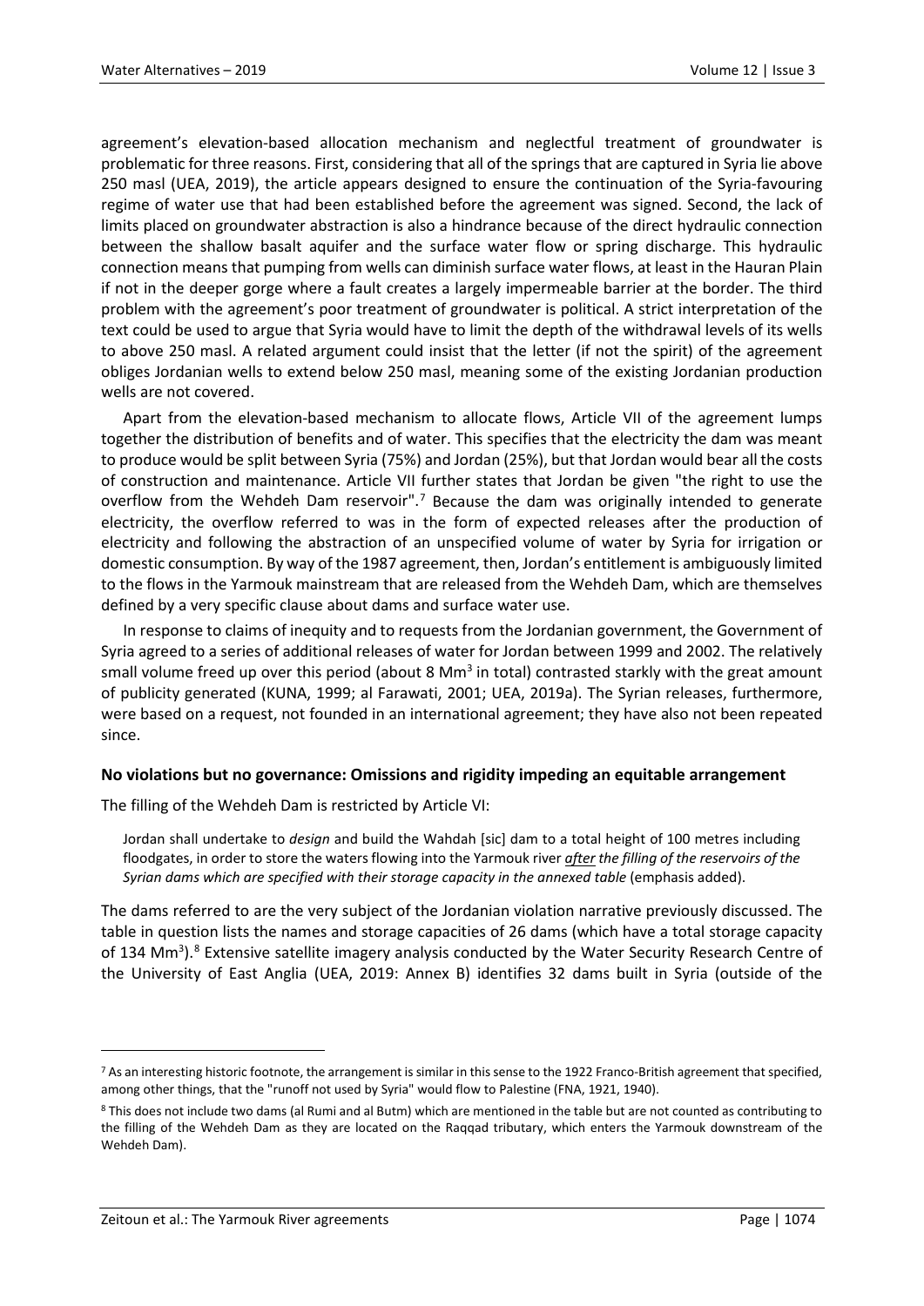agreement's elevation-based allocation mechanism and neglectful treatment of groundwater is problematic for three reasons. First, considering that all of the springs that are captured in Syria lie above 250 masl (UEA, 2019), the article appears designed to ensure the continuation of the Syria-favouring regime of water use that had been established before the agreement was signed. Second, the lack of limits placed on groundwater abstraction is also a hindrance because of the direct hydraulic connection between the shallow basalt aquifer and the surface water flow or spring discharge. This hydraulic connection means that pumping from wells can diminish surface water flows, at least in the Hauran Plain if not in the deeper gorge where a fault creates a largely impermeable barrier at the border. The third problem with the agreement's poor treatment of groundwater is political. A strict interpretation of the text could be used to argue that Syria would have to limit the depth of the withdrawal levels of its wells to above 250 masl. A related argument could insist that the letter (if not the spirit) of the agreement obliges Jordanian wells to extend below 250 masl, meaning some of the existing Jordanian production wells are not covered.

Apart from the elevation-based mechanism to allocate flows, Article VII of the agreement lumps together the distribution of benefits and of water. This specifies that the electricity the dam was meant to produce would be split between Syria (75%) and Jordan (25%), but that Jordan would bear all the costs of construction and maintenance. Article VII further states that Jordan be given "the right to use the overflow from the Wehdeh Dam reservoir".[7] Because the dam was originally intended to generate electricity, the overflow referred to was in the form of expected releases after the production of electricity and following the abstraction of an unspecified volume of water by Syria for irrigation or domestic consumption. By way of the 1987 agreement, then, Jordan's entitlement is ambiguously limited to the flows in the Yarmouk mainstream that are released from the Wehdeh Dam, which are themselves defined by a very specific clause about dams and surface water use.

In response to claims of inequity and to requests from the Jordanian government, the Government of Syria agreed to a series of additional releases of water for Jordan between 1999 and 2002. The relatively small volume freed up over this period (about 8 $Mm^3$ in total) contrasted starkly with the great amount of publicity generated (KUNA, 1999; al Farawati, 2001; UEA, 2019a). The Syrian releases, furthermore, were based on a request, not founded in an international agreement; they have also not been repeated since.

### No violations but no governance: Omissions and rigidity impeding an equitable arrangement

The filling of the Wehdeh Dam is restricted by Article VI:

> Jordan shall undertake to *design* and build the Wahdah [sic] dam to a total height of 100 metres including floodgates, in order to store the waters flowing into the Yarmouk river ***after*** *the filling of the reservoirs of the Syrian dams which are specified with their storage capacity in the annexed table* (emphasis added).

The dams referred to are the very subject of the Jordanian violation narrative previously discussed. The table in question lists the names and storage capacities of 26 dams (which have a total storage capacity of 134 $Mm^3$).[8] Extensive satellite imagery analysis conducted by the Water Security Research Centre of the University of East Anglia (UEA, 2019: Annex B) identifies 32 dams built in Syria (outside of the

---

[7] As an interesting historic footnote, the arrangement is similar in this sense to the 1922 Franco-British agreement that specified, among other things, that the "runoff not used by Syria" would flow to Palestine (FNA, 1921, 1940).

[8] This does not include two dams (al Rumi and al Butm) which are mentioned in the table but are not counted as contributing to the filling of the Wehdeh Dam as they are located on the Raqqad tributary, which enters the Yarmouk downstream of the Wehdeh Dam).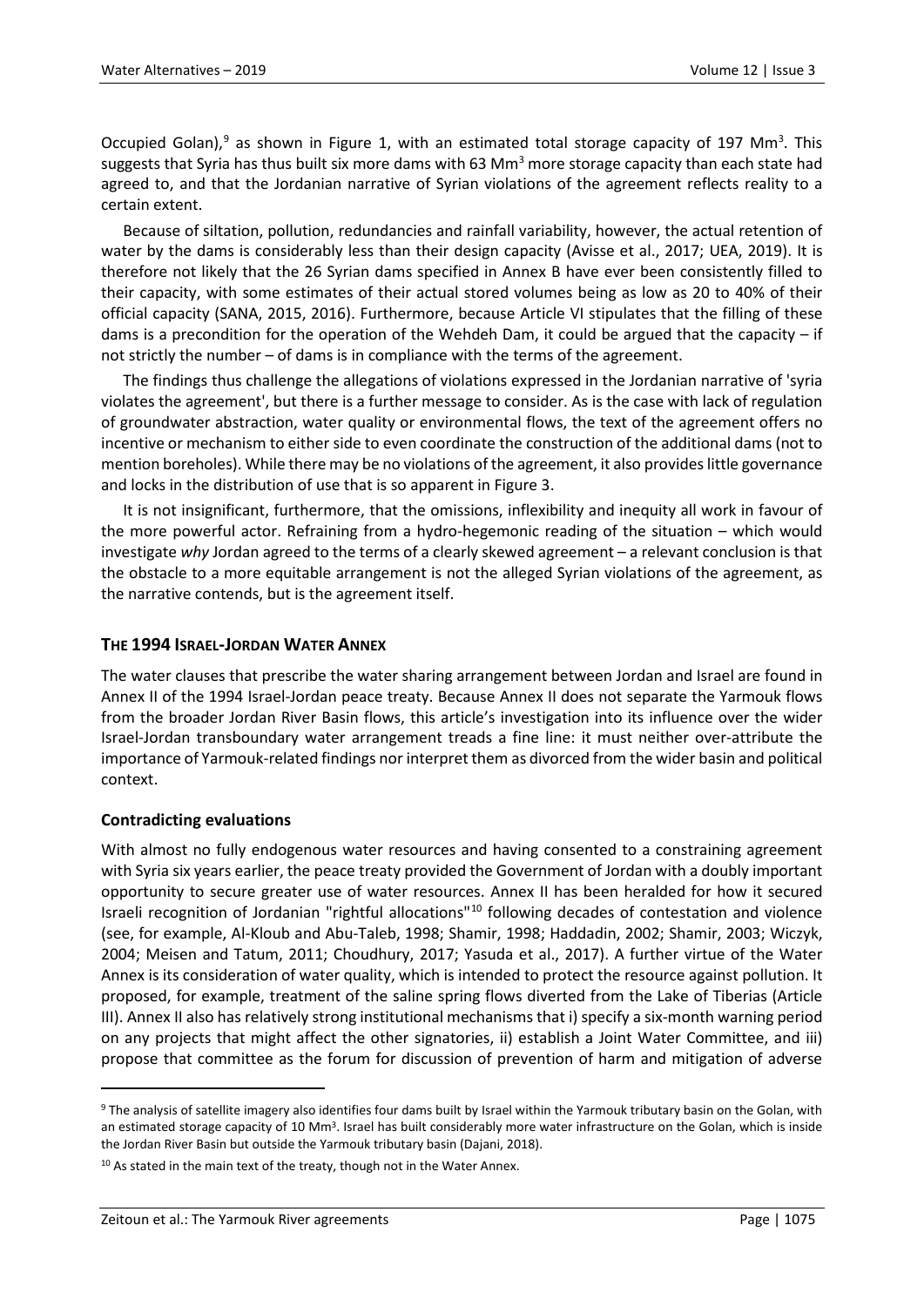Occupied Golan),[9] as shown in Figure 1, with an estimated total storage capacity of 197 $Mm^3$. This suggests that Syria has thus built six more dams with 63 $Mm^3$ more storage capacity than each state had agreed to, and that the Jordanian narrative of Syrian violations of the agreement reflects reality to a certain extent.

Because of siltation, pollution, redundancies and rainfall variability, however, the actual retention of water by the dams is considerably less than their design capacity (Avisse et al., 2017; UEA, 2019). It is therefore not likely that the 26 Syrian dams specified in Annex B have ever been consistently filled to their capacity, with some estimates of their actual stored volumes being as low as 20 to 40% of their official capacity (SANA, 2015, 2016). Furthermore, because Article VI stipulates that the filling of these dams is a precondition for the operation of the Wehdeh Dam, it could be argued that the capacity – if not strictly the number – of dams is in compliance with the terms of the agreement.

The findings thus challenge the allegations of violations expressed in the Jordanian narrative of 'syria violates the agreement', but there is a further message to consider. As is the case with lack of regulation of groundwater abstraction, water quality or environmental flows, the text of the agreement offers no incentive or mechanism to either side to even coordinate the construction of the additional dams (not to mention boreholes). While there may be no violations of the agreement, it also provides little governance and locks in the distribution of use that is so apparent in Figure 3.

It is not insignificant, furthermore, that the omissions, inflexibility and inequity all work in favour of the more powerful actor. Refraining from a hydro-hegemonic reading of the situation – which would investigate *why* Jordan agreed to the terms of a clearly skewed agreement – a relevant conclusion is that the obstacle to a more equitable arrangement is not the alleged Syrian violations of the agreement, as the narrative contends, but is the agreement itself.

## THE 1994 ISRAEL-JORDAN WATER ANNEX

The water clauses that prescribe the water sharing arrangement between Jordan and Israel are found in Annex II of the 1994 Israel-Jordan peace treaty. Because Annex II does not separate the Yarmouk flows from the broader Jordan River Basin flows, this article's investigation into its influence over the wider Israel-Jordan transboundary water arrangement treads a fine line: it must neither over-attribute the importance of Yarmouk-related findings nor interpret them as divorced from the wider basin and political context.

### Contradicting evaluations

With almost no fully endogenous water resources and having consented to a constraining agreement with Syria six years earlier, the peace treaty provided the Government of Jordan with a doubly important opportunity to secure greater use of water resources. Annex II has been heralded for how it secured Israeli recognition of Jordanian "rightful allocations"[10] following decades of contestation and violence (see, for example, Al-Kloub and Abu-Taleb, 1998; Shamir, 1998; Haddadin, 2002; Shamir, 2003; Wiczyk, 2004; Meisen and Tatum, 2011; Choudhury, 2017; Yasuda et al., 2017). A further virtue of the Water Annex is its consideration of water quality, which is intended to protect the resource against pollution. It proposed, for example, treatment of the saline spring flows diverted from the Lake of Tiberias (Article III). Annex II also has relatively strong institutional mechanisms that i) specify a six-month warning period on any projects that might affect the other signatories, ii) establish a Joint Water Committee, and iii) propose that committee as the forum for discussion of prevention of harm and mitigation of adverse

---

[9] The analysis of satellite imagery also identifies four dams built by Israel within the Yarmouk tributary basin on the Golan, with an estimated storage capacity of 10 $Mm^3$. Israel has built considerably more water infrastructure on the Golan, which is inside the Jordan River Basin but outside the Yarmouk tributary basin (Dajani, 2018).

[10] As stated in the main text of the treaty, though not in the Water Annex.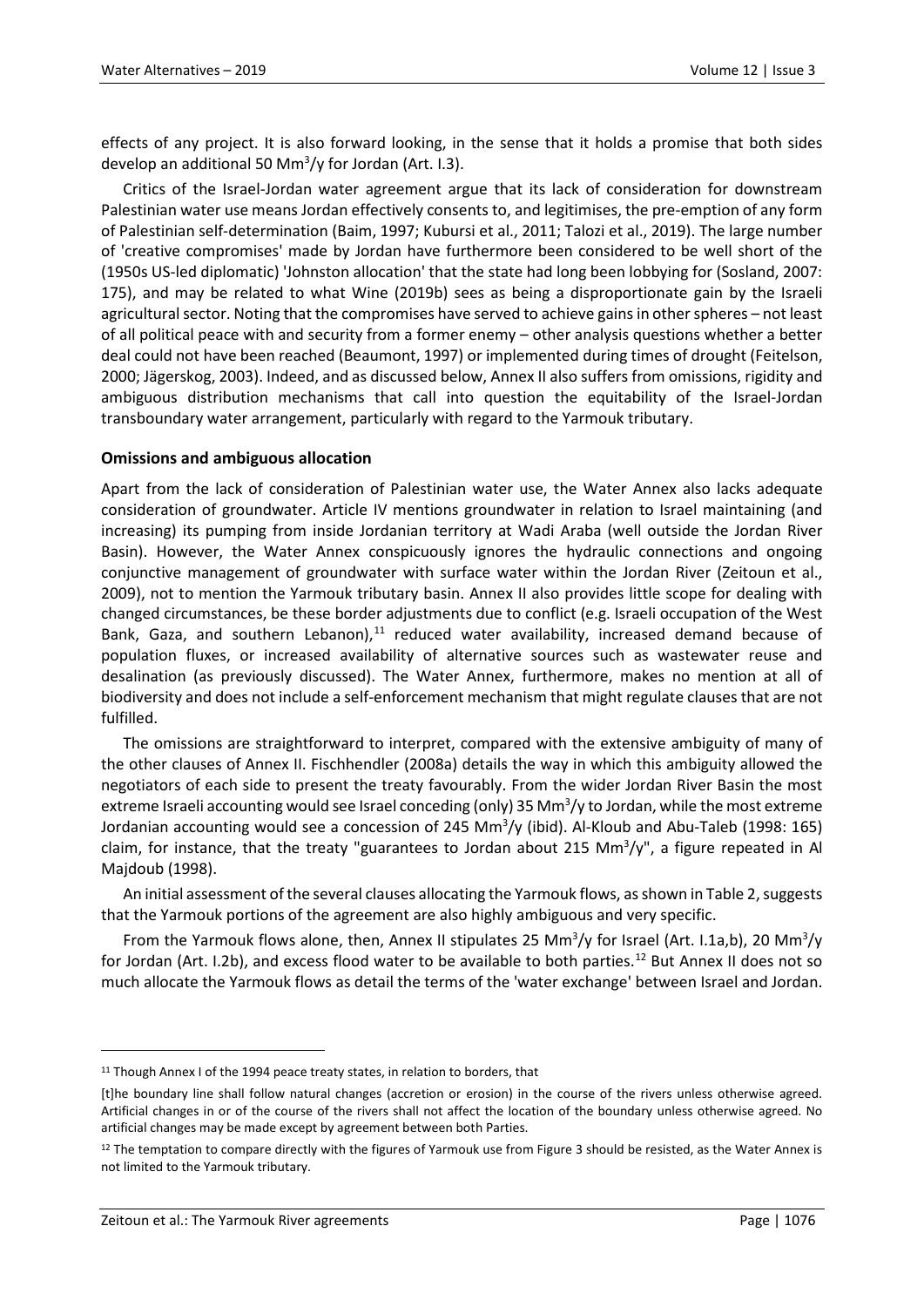effects of any project. It is also forward looking, in the sense that it holds a promise that both sides develop an additional 50 $Mm^3/y$ for Jordan (Art. I.3).

Critics of the Israel-Jordan water agreement argue that its lack of consideration for downstream Palestinian water use means Jordan effectively consents to, and legitimises, the pre-emption of any form of Palestinian self-determination (Baim, 1997; Kubursi et al., 2011; Talozi et al., 2019). The large number of 'creative compromises' made by Jordan have furthermore been considered to be well short of the (1950s US-led diplomatic) 'Johnston allocation' that the state had long been lobbying for (Sosland, 2007: 175), and may be related to what Wine (2019b) sees as being a disproportionate gain by the Israeli agricultural sector. Noting that the compromises have served to achieve gains in other spheres – not least of all political peace with and security from a former enemy – other analysis questions whether a better deal could not have been reached (Beaumont, 1997) or implemented during times of drought (Feitelson, 2000; Jägerskog, 2003). Indeed, and as discussed below, Annex II also suffers from omissions, rigidity and ambiguous distribution mechanisms that call into question the equitability of the Israel-Jordan transboundary water arrangement, particularly with regard to the Yarmouk tributary.

### Omissions and ambiguous allocation

Apart from the lack of consideration of Palestinian water use, the Water Annex also lacks adequate consideration of groundwater. Article IV mentions groundwater in relation to Israel maintaining (and increasing) its pumping from inside Jordanian territory at Wadi Araba (well outside the Jordan River Basin). However, the Water Annex conspicuously ignores the hydraulic connections and ongoing conjunctive management of groundwater with surface water within the Jordan River (Zeitoun et al., 2009), not to mention the Yarmouk tributary basin. Annex II also provides little scope for dealing with changed circumstances, be these border adjustments due to conflict (e.g. Israeli occupation of the West Bank, Gaza, and southern Lebanon),[11] reduced water availability, increased demand because of population fluxes, or increased availability of alternative sources such as wastewater reuse and desalination (as previously discussed). The Water Annex, furthermore, makes no mention at all of biodiversity and does not include a self-enforcement mechanism that might regulate clauses that are not fulfilled.

The omissions are straightforward to interpret, compared with the extensive ambiguity of many of the other clauses of Annex II. Fischhendler (2008a) details the way in which this ambiguity allowed the negotiators of each side to present the treaty favourably. From the wider Jordan River Basin the most extreme Israeli accounting would see Israel conceding (only) 35 $Mm^3/y$ to Jordan, while the most extreme Jordanian accounting would see a concession of 245 $Mm^3/y$ (ibid). Al-Kloub and Abu-Taleb (1998: 165) claim, for instance, that the treaty "guarantees to Jordan about 215 $Mm^3/y$", a figure repeated in Al Majdoub (1998).

An initial assessment of the several clauses allocating the Yarmouk flows, as shown in Table 2, suggests that the Yarmouk portions of the agreement are also highly ambiguous and very specific.

From the Yarmouk flows alone, then, Annex II stipulates 25 $Mm^3/y$ for Israel (Art. I.1a,b), 20 $Mm^3/y$ for Jordan (Art. I.2b), and excess flood water to be available to both parties.[12] But Annex II does not so much allocate the Yarmouk flows as detail the terms of the 'water exchange' between Israel and Jordan.

---

[11] Though Annex I of the 1994 peace treaty states, in relation to borders, that

[t]he boundary line shall follow natural changes (accretion or erosion) in the course of the rivers unless otherwise agreed. Artificial changes in or of the course of the rivers shall not affect the location of the boundary unless otherwise agreed. No artificial changes may be made except by agreement between both Parties.

[12] The temptation to compare directly with the figures of Yarmouk use from Figure 3 should be resisted, as the Water Annex is not limited to the Yarmouk tributary.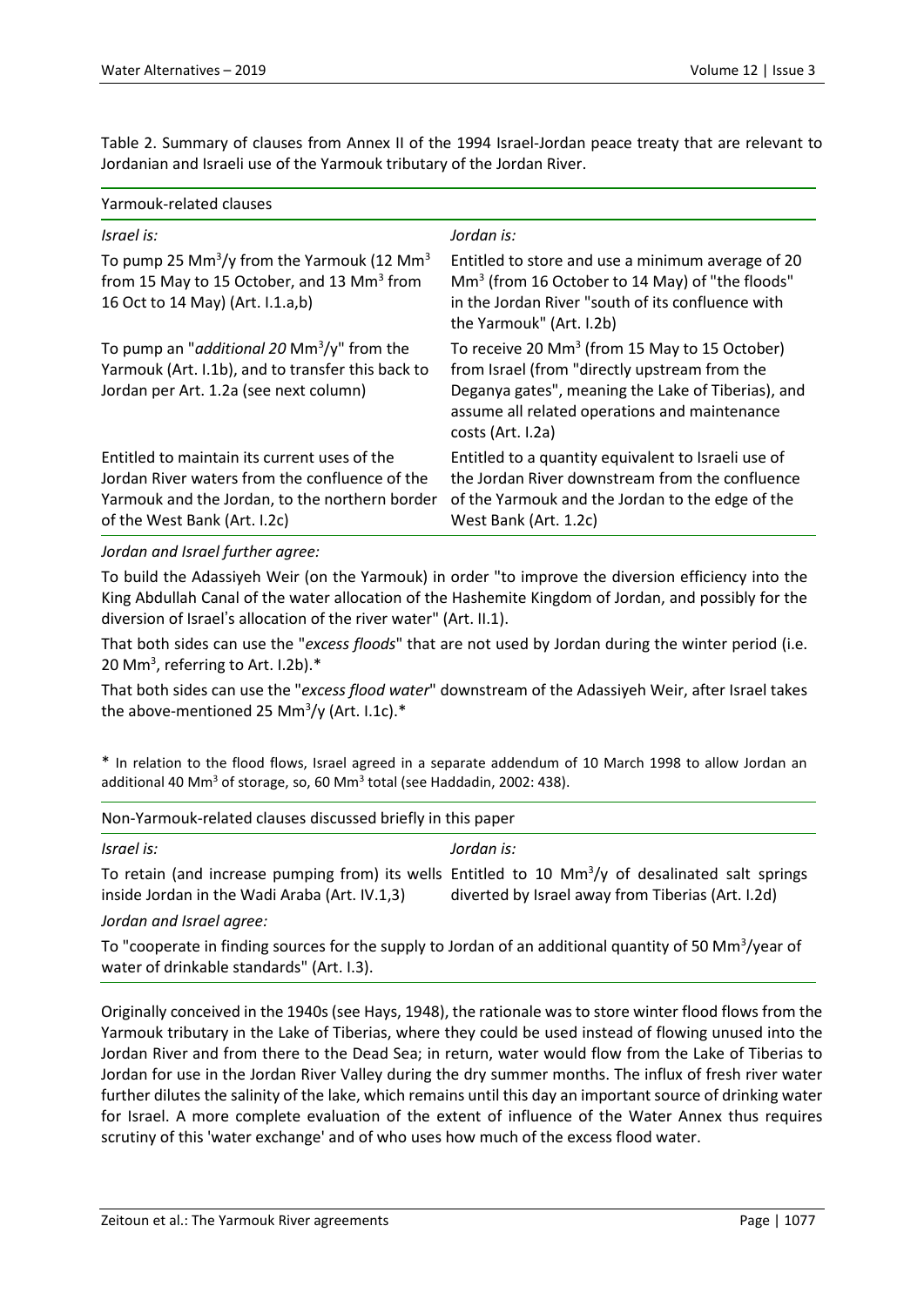Table 2. Summary of clauses from Annex II of the 1994 Israel-Jordan peace treaty that are relevant to Jordanian and Israeli use of the Yarmouk tributary of the Jordan River.

| Yarmouk-related clauses | |
|---|---|
| *Israel is:* | *Jordan is:* |
| To pump 25 $Mm^3/y$ from the Yarmouk (12 $Mm^3$ from 15 May to 15 October, and 13 $Mm^3$ from 16 Oct to 14 May) (Art. I.1.a,b) | Entitled to store and use a minimum average of 20 $Mm^3$ (from 16 October to 14 May) of "the floods" in the Jordan River "south of its confluence with the Yarmouk" (Art. I.2b) |
| To pump an "*additional 20* $Mm^3/y$" from the Yarmouk (Art. I.1b), and to transfer this back to Jordan per Art. 1.2a (see next column) | To receive 20 $Mm^3$ (from 15 May to 15 October) from Israel (from "directly upstream from the Deganya gates", meaning the Lake of Tiberias), and assume all related operations and maintenance costs (Art. I.2a) |
| Entitled to maintain its current uses of the Jordan River waters from the confluence of the Yarmouk and the Jordan, to the northern border of the West Bank (Art. I.2c) | Entitled to a quantity equivalent to Israeli use of the Jordan River downstream from the confluence of the Yarmouk and the Jordan to the edge of the West Bank (Art. 1.2c) |

*Jordan and Israel further agree:*

To build the Adassiyeh Weir (on the Yarmouk) in order "to improve the diversion efficiency into the King Abdullah Canal of the water allocation of the Hashemite Kingdom of Jordan, and possibly for the diversion of Israel's allocation of the river water" (Art. II.1).

That both sides can use the "*excess floods*" that are not used by Jordan during the winter period (i.e. 20 $Mm^3$, referring to Art. I.2b).*

That both sides can use the "*excess flood water*" downstream of the Adassiyeh Weir, after Israel takes the above-mentioned 25 $Mm^3/y$ (Art. I.1c).*

\* In relation to the flood flows, Israel agreed in a separate addendum of 10 March 1998 to allow Jordan an additional 40 $Mm^3$ of storage, so, 60 $Mm^3$ total (see Haddadin, 2002: 438).

| Non-Yarmouk-related clauses discussed briefly in this paper | |
|---|---|
| *Israel is:* | *Jordan is:* |
| To retain (and increase pumping from) its wells inside Jordan in the Wadi Araba (Art. IV.1,3) | Entitled to 10 $Mm^3/y$ of desalinated salt springs diverted by Israel away from Tiberias (Art. I.2d) |

*Jordan and Israel agree:*

To "cooperate in finding sources for the supply to Jordan of an additional quantity of 50 $Mm^3$/year of water of drinkable standards" (Art. I.3).

Originally conceived in the 1940s (see Hays, 1948), the rationale was to store winter flood flows from the Yarmouk tributary in the Lake of Tiberias, where they could be used instead of flowing unused into the Jordan River and from there to the Dead Sea; in return, water would flow from the Lake of Tiberias to Jordan for use in the Jordan River Valley during the dry summer months. The influx of fresh river water further dilutes the salinity of the lake, which remains until this day an important source of drinking water for Israel. A more complete evaluation of the extent of influence of the Water Annex thus requires scrutiny of this 'water exchange' and of who uses how much of the excess flood water.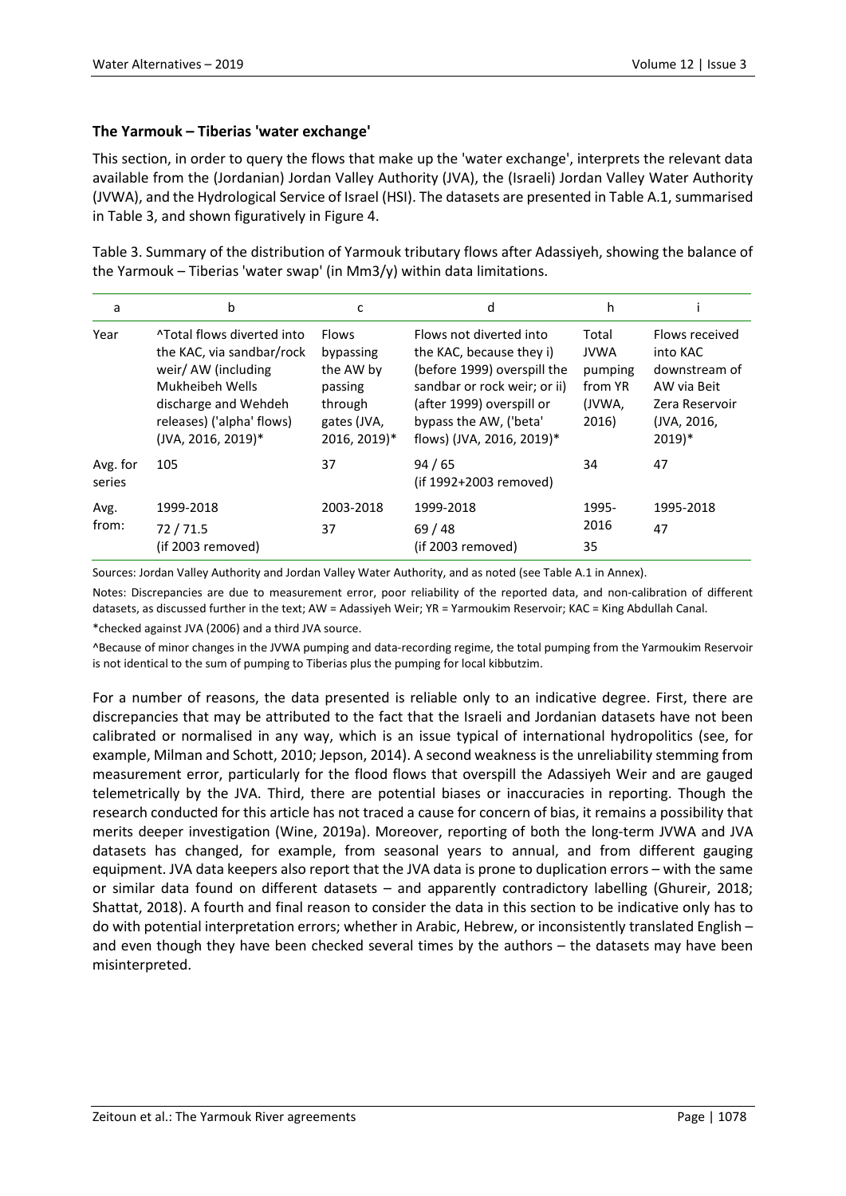### The Yarmouk – Tiberias 'water exchange'

This section, in order to query the flows that make up the 'water exchange', interprets the relevant data available from the (Jordanian) Jordan Valley Authority (JVA), the (Israeli) Jordan Valley Water Authority (JVWA), and the Hydrological Service of Israel (HSI). The datasets are presented in Table A.1, summarised in Table 3, and shown figuratively in Figure 4.

Table 3. Summary of the distribution of Yarmouk tributary flows after Adassiyeh, showing the balance of the Yarmouk – Tiberias 'water swap' (in Mm3/y) within data limitations.

| a | b | c | d | h | i |
|---|---|---|---|---|---|
| Year | ^Total flows diverted into the KAC, via sandbar/rock weir/ AW (including Mukheibeh Wells discharge and Wehdeh releases) ('alpha' flows) (JVA, 2016, 2019)* | Flows bypassing the AW by passing through gates (JVA, 2016, 2019)* | Flows not diverted into the KAC, because they i) (before 1999) overspill the sandbar or rock weir; or ii) (after 1999) overspill or bypass the AW, ('beta' flows) (JVA, 2016, 2019)* | Total JVWA pumping from YR (JVWA, 2016) | Flows received into KAC downstream of AW via Beit Zera Reservoir (JVA, 2016, 2019)* |
| Avg. for series | 105 | 37 | 94 / 65 (if 1992+2003 removed) | 34 | 47 |
| Avg. from: | 1999-2018<br>72 / 71.5<br>(if 2003 removed) | 2003-2018<br>37 | 1999-2018<br>69 / 48<br>(if 2003 removed) | 1995-2016<br>35 | 1995-2018<br>47 |

Sources: Jordan Valley Authority and Jordan Valley Water Authority, and as noted (see Table A.1 in Annex).

Notes: Discrepancies are due to measurement error, poor reliability of the reported data, and non-calibration of different datasets, as discussed further in the text; AW = Adassiyeh Weir; YR = Yarmoukim Reservoir; KAC = King Abdullah Canal.

*checked against JVA (2006) and a third JVA source.

^Because of minor changes in the JVWA pumping and data-recording regime, the total pumping from the Yarmoukim Reservoir is not identical to the sum of pumping to Tiberias plus the pumping for local kibbutzim.

For a number of reasons, the data presented is reliable only to an indicative degree. First, there are discrepancies that may be attributed to the fact that the Israeli and Jordanian datasets have not been calibrated or normalised in any way, which is an issue typical of international hydropolitics (see, for example, Milman and Schott, 2010; Jepson, 2014). A second weakness is the unreliability stemming from measurement error, particularly for the flood flows that overspill the Adassiyeh Weir and are gauged telemetrically by the JVA. Third, there are potential biases or inaccuracies in reporting. Though the research conducted for this article has not traced a cause for concern of bias, it remains a possibility that merits deeper investigation (Wine, 2019a). Moreover, reporting of both the long-term JVWA and JVA datasets has changed, for example, from seasonal years to annual, and from different gauging equipment. JVA data keepers also report that the JVA data is prone to duplication errors – with the same or similar data found on different datasets – and apparently contradictory labelling (Ghureir, 2018; Shattat, 2018). A fourth and final reason to consider the data in this section to be indicative only has to do with potential interpretation errors; whether in Arabic, Hebrew, or inconsistently translated English – and even though they have been checked several times by the authors – the datasets may have been misinterpreted.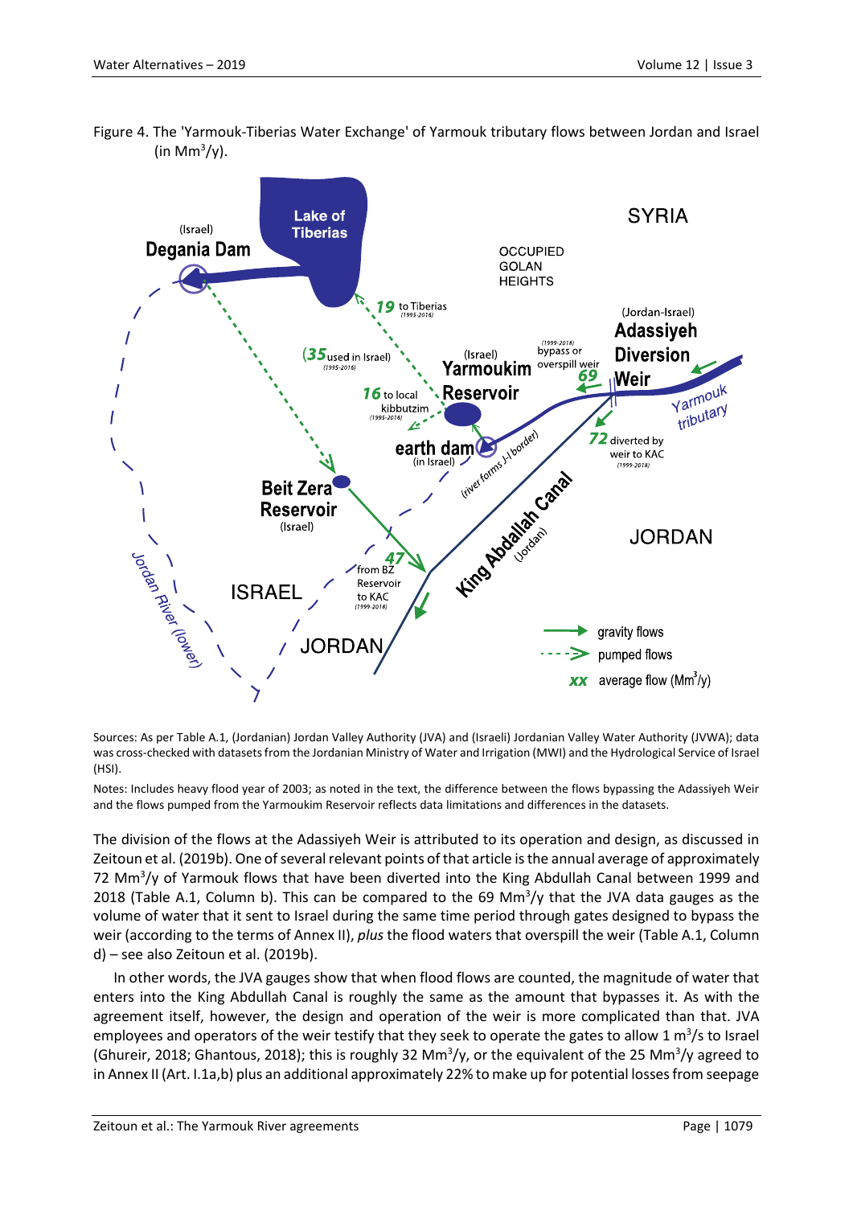Figure 4. The 'Yarmouk-Tiberias Water Exchange' of Yarmouk tributary flows between Jordan and Israel (in $Mm^3/y$).

Sources: As per Table A.1, (Jordanian) Jordan Valley Authority (JVA) and (Israeli) Jordanian Valley Water Authority (JVWA); data was cross-checked with datasets from the Jordanian Ministry of Water and Irrigation (MWI) and the Hydrological Service of Israel (HSI).

Notes: Includes heavy flood year of 2003; as noted in the text, the difference between the flows bypassing the Adassiyeh Weir and the flows pumped from the Yarmoukim Reservoir reflects data limitations and differences in the datasets.

The division of the flows at the Adassiyeh Weir is attributed to its operation and design, as discussed in Zeitoun et al. (2019b). One of several relevant points of that article is the annual average of approximately 72 $Mm^3/y$ of Yarmouk flows that have been diverted into the King Abdullah Canal between 1999 and 2018 (Table A.1, Column b). This can be compared to the 69 $Mm^3/y$ that the JVA data gauges as the volume of water that it sent to Israel during the same time period through gates designed to bypass the weir (according to the terms of Annex II), *plus* the flood waters that overspill the weir (Table A.1, Column d) – see also Zeitoun et al. (2019b).

In other words, the JVA gauges show that when flood flows are counted, the magnitude of water that enters into the King Abdullah Canal is roughly the same as the amount that bypasses it. As with the agreement itself, however, the design and operation of the weir is more complicated than that. JVA employees and operators of the weir testify that they seek to operate the gates to allow 1 $m^3/s$ to Israel (Ghureir, 2018; Ghantous, 2018); this is roughly 32 $Mm^3/y$, or the equivalent of the 25 $Mm^3/y$ agreed to in Annex II (Art. I.1a,b) plus an additional approximately 22% to make up for potential losses from seepage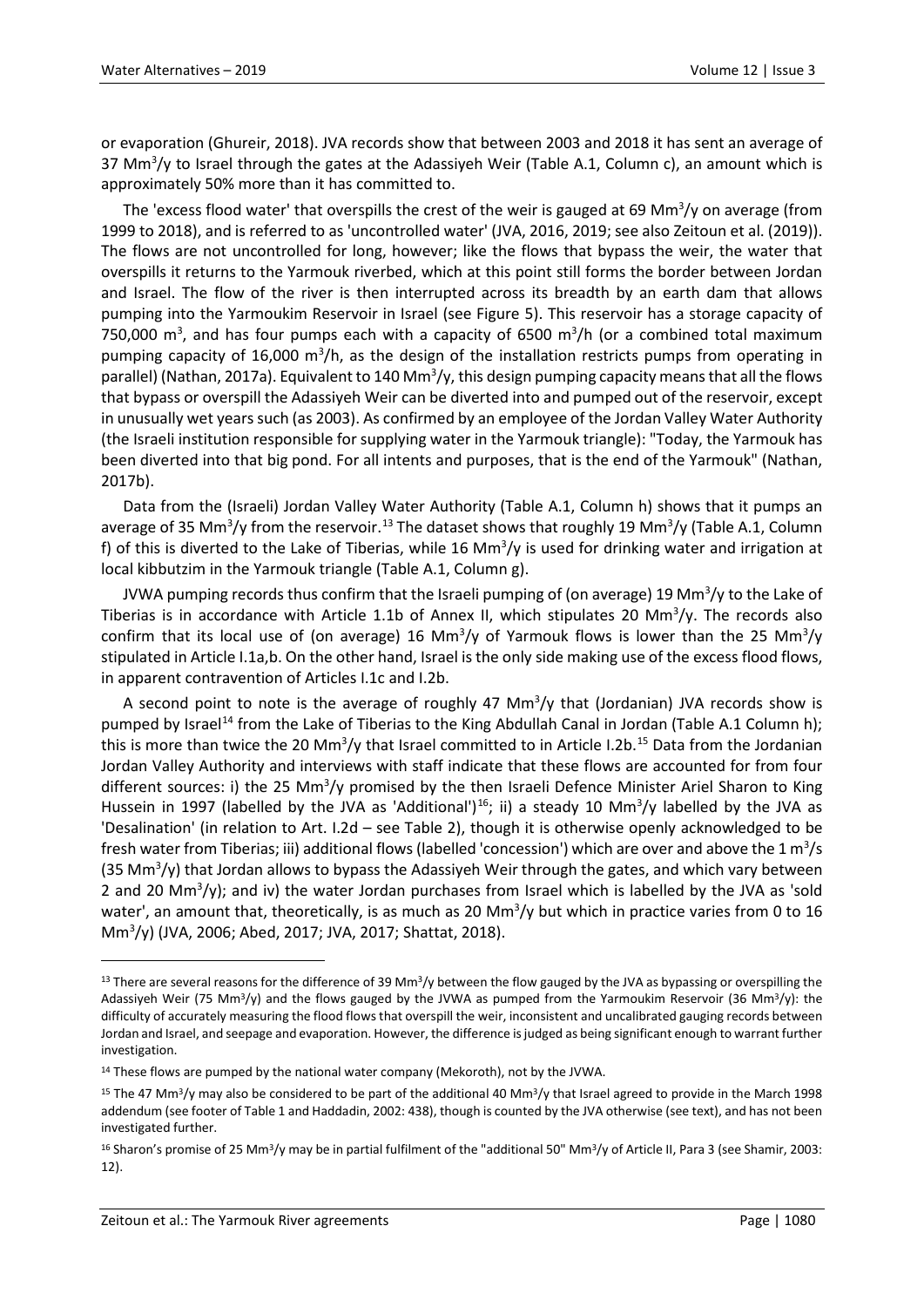or evaporation (Ghureir, 2018). JVA records show that between 2003 and 2018 it has sent an average of 37 $Mm^3/y$ to Israel through the gates at the Adassiyeh Weir (Table A.1, Column c), an amount which is approximately 50% more than it has committed to.

The 'excess flood water' that overspills the crest of the weir is gauged at 69 $Mm^3/y$ on average (from 1999 to 2018), and is referred to as 'uncontrolled water' (JVA, 2016, 2019; see also Zeitoun et al. (2019)). The flows are not uncontrolled for long, however; like the flows that bypass the weir, the water that overspills it returns to the Yarmouk riverbed, which at this point still forms the border between Jordan and Israel. The flow of the river is then interrupted across its breadth by an earth dam that allows pumping into the Yarmoukim Reservoir in Israel (see Figure 5). This reservoir has a storage capacity of 750,000 $m^3$, and has four pumps each with a capacity of 6500 $m^3/h$ (or a combined total maximum pumping capacity of 16,000 $m^3/h$, as the design of the installation restricts pumps from operating in parallel) (Nathan, 2017a). Equivalent to 140 $Mm^3/y$, this design pumping capacity means that all the flows that bypass or overspill the Adassiyeh Weir can be diverted into and pumped out of the reservoir, except in unusually wet years such (as 2003). As confirmed by an employee of the Jordan Valley Water Authority (the Israeli institution responsible for supplying water in the Yarmouk triangle): "Today, the Yarmouk has been diverted into that big pond. For all intents and purposes, that is the end of the Yarmouk" (Nathan, 2017b).

Data from the (Israeli) Jordan Valley Water Authority (Table A.1, Column h) shows that it pumps an average of 35 $Mm^3/y$ from the reservoir.[13] The dataset shows that roughly 19 $Mm^3/y$ (Table A.1, Column f) of this is diverted to the Lake of Tiberias, while 16 $Mm^3/y$ is used for drinking water and irrigation at local kibbutzim in the Yarmouk triangle (Table A.1, Column g).

JVWA pumping records thus confirm that the Israeli pumping of (on average) 19 $Mm^3/y$ to the Lake of Tiberias is in accordance with Article 1.1b of Annex II, which stipulates 20 $Mm^3/y$. The records also confirm that its local use of (on average) 16 $Mm^3/y$ of Yarmouk flows is lower than the 25 $Mm^3/y$ stipulated in Article I.1a,b. On the other hand, Israel is the only side making use of the excess flood flows, in apparent contravention of Articles I.1c and I.2b.

A second point to note is the average of roughly 47 $Mm^3/y$ that (Jordanian) JVA records show is pumped by Israel[14] from the Lake of Tiberias to the King Abdullah Canal in Jordan (Table A.1 Column h); this is more than twice the 20 $Mm^3/y$ that Israel committed to in Article I.2b.[15] Data from the Jordanian Jordan Valley Authority and interviews with staff indicate that these flows are accounted for from four different sources: i) the 25 $Mm^3/y$ promised by the then Israeli Defence Minister Ariel Sharon to King Hussein in 1997 (labelled by the JVA as 'Additional')[16]; ii) a steady 10 $Mm^3/y$ labelled by the JVA as 'Desalination' (in relation to Art. I.2d – see Table 2), though it is otherwise openly acknowledged to be fresh water from Tiberias; iii) additional flows (labelled 'concession') which are over and above the 1 $m^3/s$ (35 $Mm^3/y$) that Jordan allows to bypass the Adassiyeh Weir through the gates, and which vary between 2 and 20 $Mm^3/y$); and iv) the water Jordan purchases from Israel which is labelled by the JVA as 'sold water', an amount that, theoretically, is as much as 20 $Mm^3/y$ but which in practice varies from 0 to 16 $Mm^3/y$) (JVA, 2006; Abed, 2017; JVA, 2017; Shattat, 2018).

---

[13] There are several reasons for the difference of 39 $Mm^3/y$ between the flow gauged by the JVA as bypassing or overspilling the Adassiyeh Weir (75 $Mm^3/y$) and the flows gauged by the JVWA as pumped from the Yarmoukim Reservoir (36 $Mm^3/y$): the difficulty of accurately measuring the flood flows that overspill the weir, inconsistent and uncalibrated gauging records between Jordan and Israel, and seepage and evaporation. However, the difference is judged as being significant enough to warrant further investigation.

[14] These flows are pumped by the national water company (Mekoroth), not by the JVWA.

[15] The 47 $Mm^3/y$ may also be considered to be part of the additional 40 $Mm^3/y$ that Israel agreed to provide in the March 1998 addendum (see footer of Table 1 and Haddadin, 2002: 438), though is counted by the JVA otherwise (see text), and has not been investigated further.

[16] Sharon's promise of 25 $Mm^3/y$ may be in partial fulfilment of the "additional 50" $Mm^3/y$ of Article II, Para 3 (see Shamir, 2003: 12).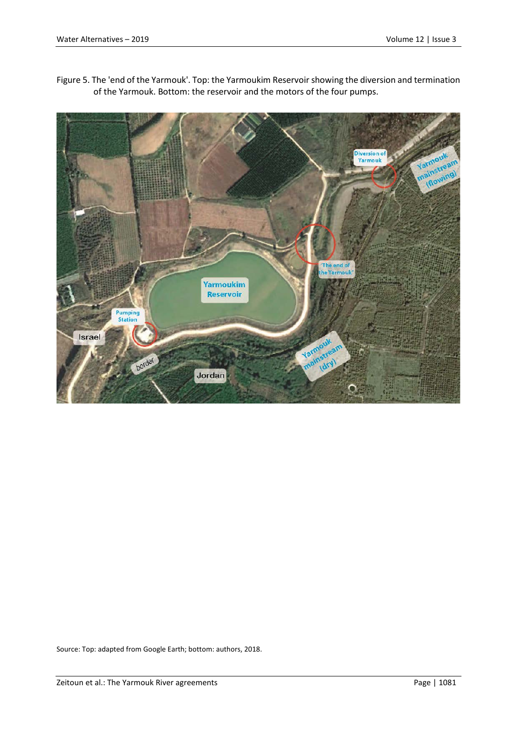Figure 5. The 'end of the Yarmouk'. Top: the Yarmoukim Reservoir showing the diversion and termination of the Yarmouk. Bottom: the reservoir and the motors of the four pumps.

Source: Top: adapted from Google Earth; bottom: authors, 2018.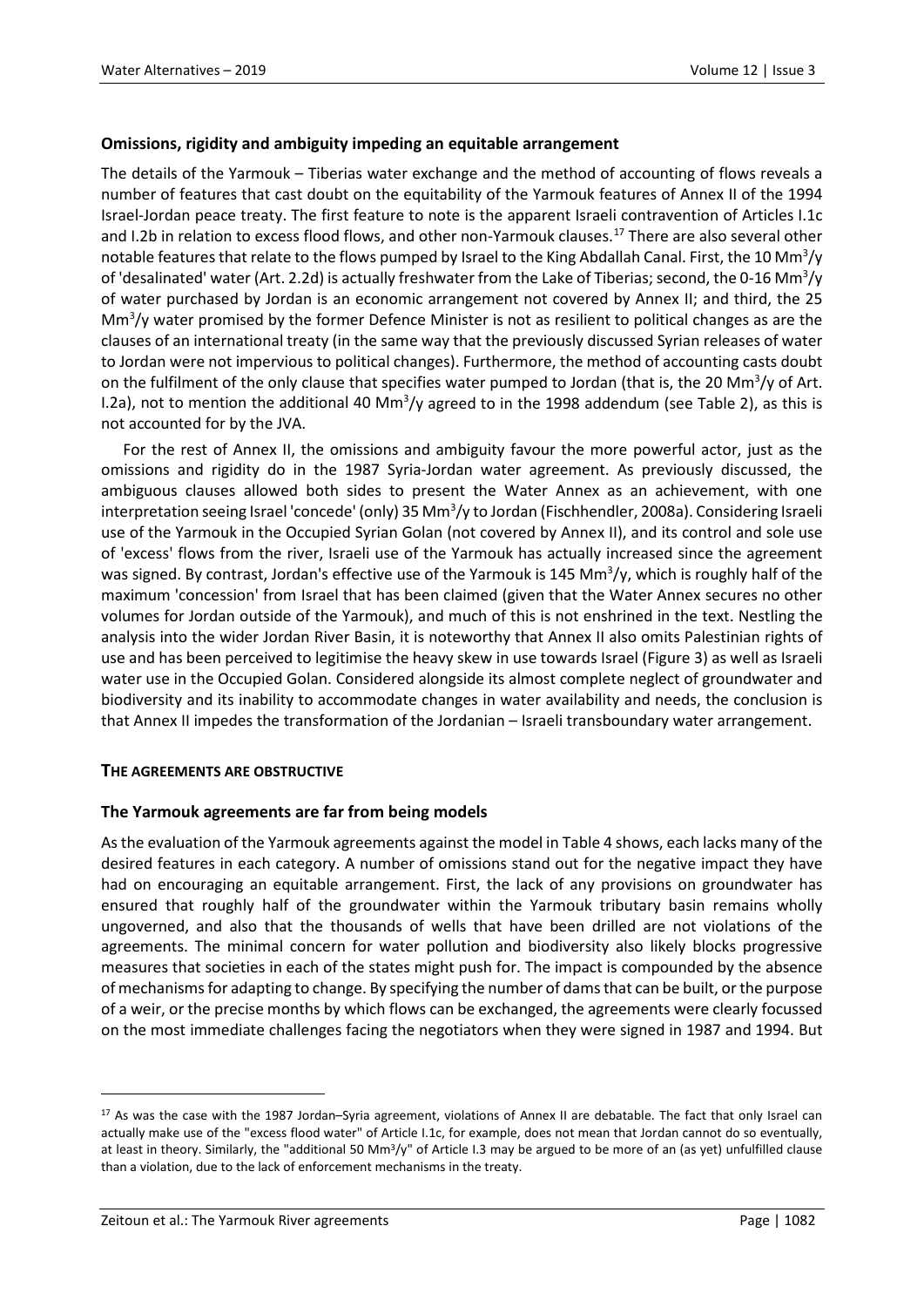### Omissions, rigidity and ambiguity impeding an equitable arrangement

The details of the Yarmouk – Tiberias water exchange and the method of accounting of flows reveals a number of features that cast doubt on the equitability of the Yarmouk features of Annex II of the 1994 Israel-Jordan peace treaty. The first feature to note is the apparent Israeli contravention of Articles I.1c and I.2b in relation to excess flood flows, and other non-Yarmouk clauses.[17] There are also several other notable features that relate to the flows pumped by Israel to the King Abdallah Canal. First, the 10 $Mm^3/y$ of 'desalinated' water (Art. 2.2d) is actually freshwater from the Lake of Tiberias; second, the 0-16 $Mm^3/y$ of water purchased by Jordan is an economic arrangement not covered by Annex II; and third, the 25 $Mm^3/y$ water promised by the former Defence Minister is not as resilient to political changes as are the clauses of an international treaty (in the same way that the previously discussed Syrian releases of water to Jordan were not impervious to political changes). Furthermore, the method of accounting casts doubt on the fulfilment of the only clause that specifies water pumped to Jordan (that is, the 20 $Mm^3/y$ of Art. I.2a), not to mention the additional 40 $Mm^3/y$ agreed to in the 1998 addendum (see Table 2), as this is not accounted for by the JVA.

For the rest of Annex II, the omissions and ambiguity favour the more powerful actor, just as the omissions and rigidity do in the 1987 Syria-Jordan water agreement. As previously discussed, the ambiguous clauses allowed both sides to present the Water Annex as an achievement, with one interpretation seeing Israel 'concede' (only) 35 $Mm^3/y$ to Jordan (Fischhendler, 2008a). Considering Israeli use of the Yarmouk in the Occupied Syrian Golan (not covered by Annex II), and its control and sole use of 'excess' flows from the river, Israeli use of the Yarmouk has actually increased since the agreement was signed. By contrast, Jordan's effective use of the Yarmouk is 145 $Mm^3/y$, which is roughly half of the maximum 'concession' from Israel that has been claimed (given that the Water Annex secures no other volumes for Jordan outside of the Yarmouk), and much of this is not enshrined in the text. Nestling the analysis into the wider Jordan River Basin, it is noteworthy that Annex II also omits Palestinian rights of use and has been perceived to legitimise the heavy skew in use towards Israel (Figure 3) as well as Israeli water use in the Occupied Golan. Considered alongside its almost complete neglect of groundwater and biodiversity and its inability to accommodate changes in water availability and needs, the conclusion is that Annex II impedes the transformation of the Jordanian – Israeli transboundary water arrangement.

## THE AGREEMENTS ARE OBSTRUCTIVE

### The Yarmouk agreements are far from being models

As the evaluation of the Yarmouk agreements against the model in Table 4 shows, each lacks many of the desired features in each category. A number of omissions stand out for the negative impact they have had on encouraging an equitable arrangement. First, the lack of any provisions on groundwater has ensured that roughly half of the groundwater within the Yarmouk tributary basin remains wholly ungoverned, and also that the thousands of wells that have been drilled are not violations of the agreements. The minimal concern for water pollution and biodiversity also likely blocks progressive measures that societies in each of the states might push for. The impact is compounded by the absence of mechanisms for adapting to change. By specifying the number of dams that can be built, or the purpose of a weir, or the precise months by which flows can be exchanged, the agreements were clearly focussed on the most immediate challenges facing the negotiators when they were signed in 1987 and 1994. But

---

[17] As was the case with the 1987 Jordan–Syria agreement, violations of Annex II are debatable. The fact that only Israel can actually make use of the "excess flood water" of Article I.1c, for example, does not mean that Jordan cannot do so eventually, at least in theory. Similarly, the "additional 50 $Mm^3/y$" of Article I.3 may be argued to be more of an (as yet) unfulfilled clause than a violation, due to the lack of enforcement mechanisms in the treaty.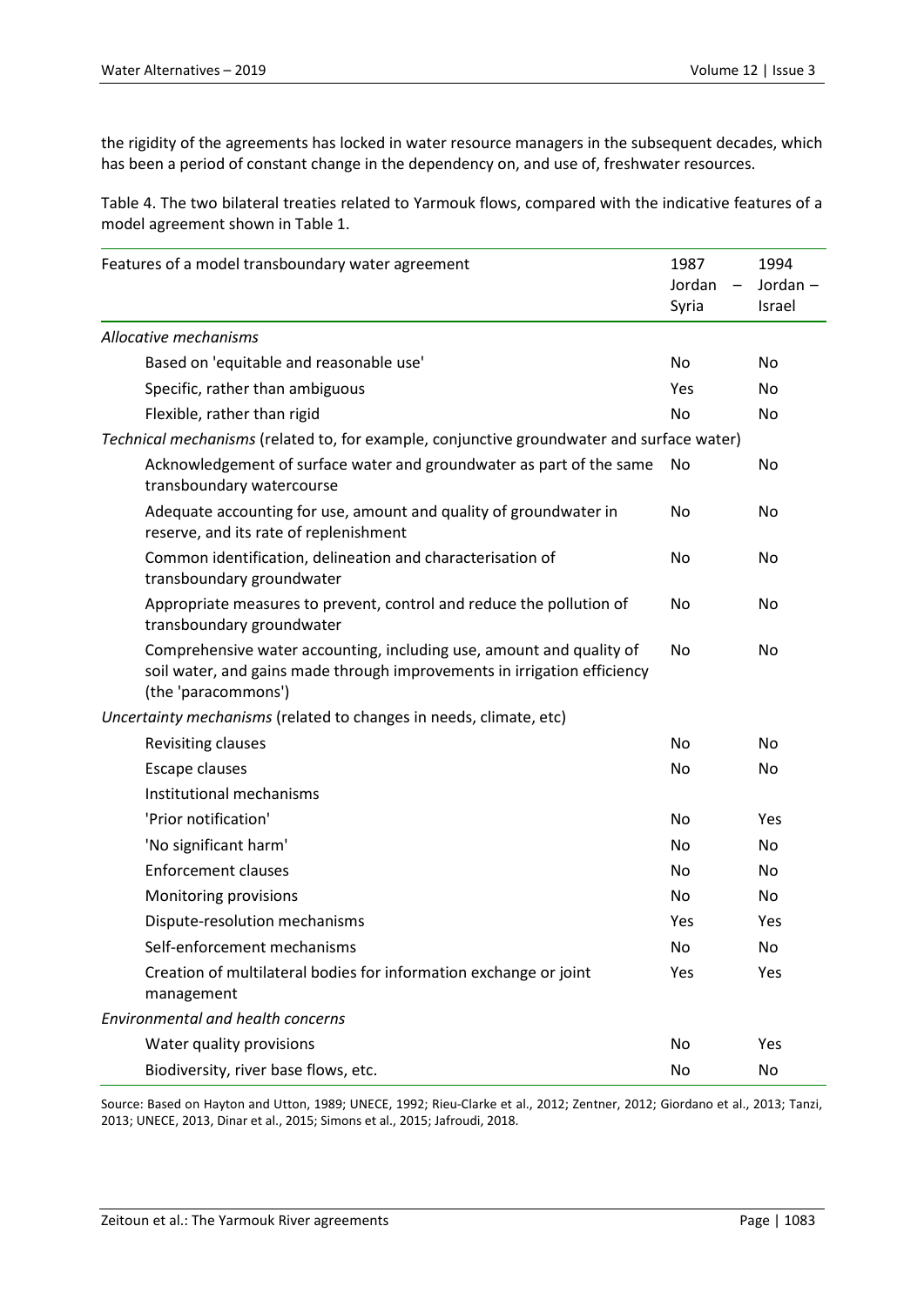the rigidity of the agreements has locked in water resource managers in the subsequent decades, which has been a period of constant change in the dependency on, and use of, freshwater resources.

Table 4. The two bilateral treaties related to Yarmouk flows, compared with the indicative features of a model agreement shown in Table 1.

| Features of a model transboundary water agreement | 1987 Jordan – Syria | 1994 Jordan – Israel |
|---|---|---|
| *Allocative mechanisms* | | |
| Based on 'equitable and reasonable use' | No | No |
| Specific, rather than ambiguous | Yes | No |
| Flexible, rather than rigid | No | No |
| *Technical mechanisms* (related to, for example, conjunctive groundwater and surface water) | | |
| Acknowledgement of surface water and groundwater as part of the same transboundary watercourse | No | No |
| Adequate accounting for use, amount and quality of groundwater in reserve, and its rate of replenishment | No | No |
| Common identification, delineation and characterisation of transboundary groundwater | No | No |
| Appropriate measures to prevent, control and reduce the pollution of transboundary groundwater | No | No |
| Comprehensive water accounting, including use, amount and quality of soil water, and gains made through improvements in irrigation efficiency (the 'paracommons') | No | No |
| *Uncertainty mechanisms* (related to changes in needs, climate, etc) | | |
| Revisiting clauses | No | No |
| Escape clauses | No | No |
| Institutional mechanisms | | |
| 'Prior notification' | No | Yes |
| 'No significant harm' | No | No |
| Enforcement clauses | No | No |
| Monitoring provisions | No | No |
| Dispute-resolution mechanisms | Yes | Yes |
| Self-enforcement mechanisms | No | No |
| Creation of multilateral bodies for information exchange or joint management | Yes | Yes |
| *Environmental and health concerns* | | |
| Water quality provisions | No | Yes |
| Biodiversity, river base flows, etc. | No | No |

Source: Based on Hayton and Utton, 1989; UNECE, 1992; Rieu-Clarke et al., 2012; Zentner, 2012; Giordano et al., 2013; Tanzi, 2013; UNECE, 2013, Dinar et al., 2015; Simons et al., 2015; Jafroudi, 2018.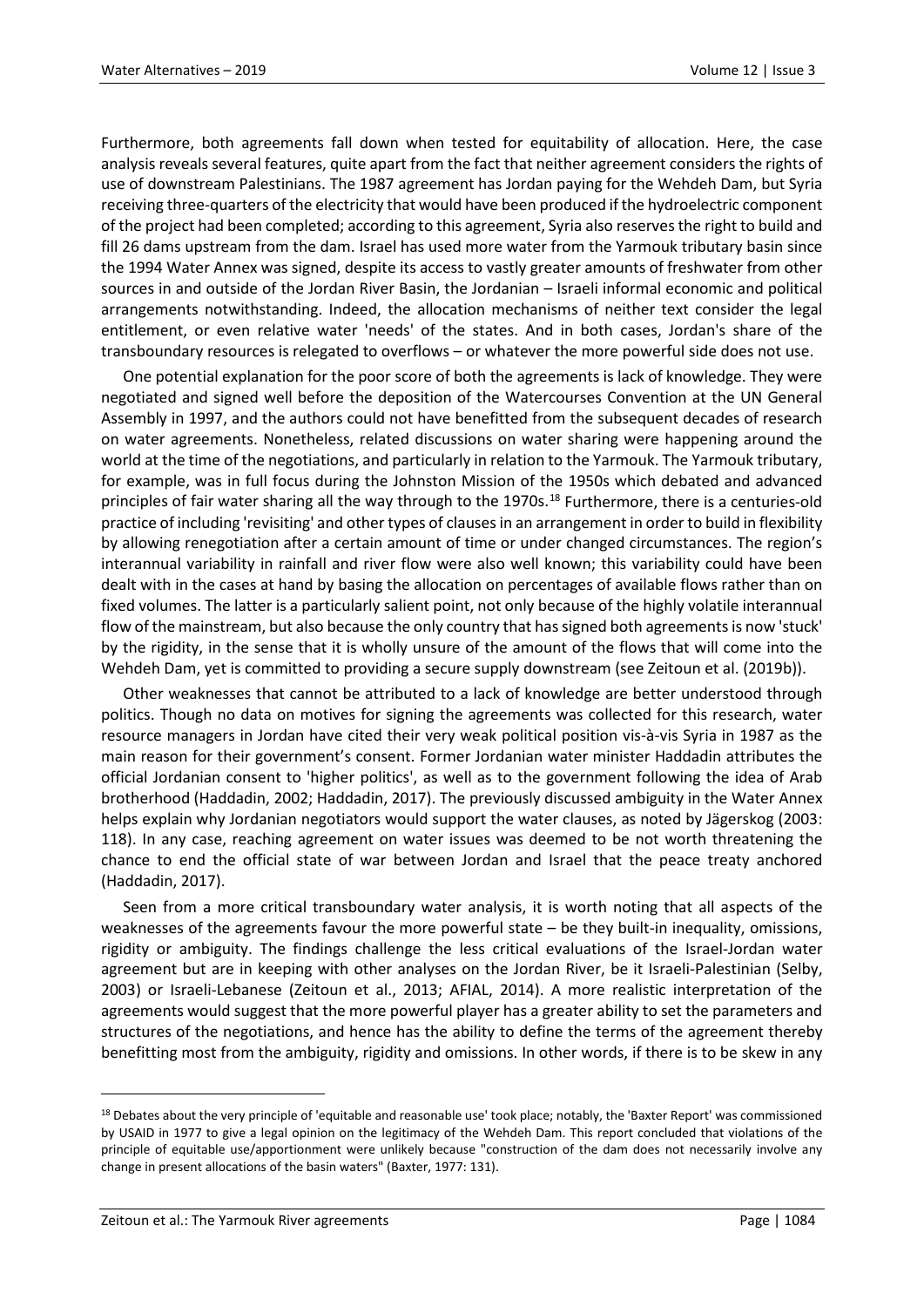Furthermore, both agreements fall down when tested for equitability of allocation. Here, the case analysis reveals several features, quite apart from the fact that neither agreement considers the rights of use of downstream Palestinians. The 1987 agreement has Jordan paying for the Wehdeh Dam, but Syria receiving three-quarters of the electricity that would have been produced if the hydroelectric component of the project had been completed; according to this agreement, Syria also reserves the right to build and fill 26 dams upstream from the dam. Israel has used more water from the Yarmouk tributary basin since the 1994 Water Annex was signed, despite its access to vastly greater amounts of freshwater from other sources in and outside of the Jordan River Basin, the Jordanian – Israeli informal economic and political arrangements notwithstanding. Indeed, the allocation mechanisms of neither text consider the legal entitlement, or even relative water 'needs' of the states. And in both cases, Jordan's share of the transboundary resources is relegated to overflows – or whatever the more powerful side does not use.

One potential explanation for the poor score of both the agreements is lack of knowledge. They were negotiated and signed well before the deposition of the Watercourses Convention at the UN General Assembly in 1997, and the authors could not have benefitted from the subsequent decades of research on water agreements. Nonetheless, related discussions on water sharing were happening around the world at the time of the negotiations, and particularly in relation to the Yarmouk. The Yarmouk tributary, for example, was in full focus during the Johnston Mission of the 1950s which debated and advanced principles of fair water sharing all the way through to the 1970s.[18] Furthermore, there is a centuries-old practice of including 'revisiting' and other types of clauses in an arrangement in order to build in flexibility by allowing renegotiation after a certain amount of time or under changed circumstances. The region's interannual variability in rainfall and river flow were also well known; this variability could have been dealt with in the cases at hand by basing the allocation on percentages of available flows rather than on fixed volumes. The latter is a particularly salient point, not only because of the highly volatile interannual flow of the mainstream, but also because the only country that has signed both agreements is now 'stuck' by the rigidity, in the sense that it is wholly unsure of the amount of the flows that will come into the Wehdeh Dam, yet is committed to providing a secure supply downstream (see Zeitoun et al. (2019b)).

Other weaknesses that cannot be attributed to a lack of knowledge are better understood through politics. Though no data on motives for signing the agreements was collected for this research, water resource managers in Jordan have cited their very weak political position vis-à-vis Syria in 1987 as the main reason for their government's consent. Former Jordanian water minister Haddadin attributes the official Jordanian consent to 'higher politics', as well as to the government following the idea of Arab brotherhood (Haddadin, 2002; Haddadin, 2017). The previously discussed ambiguity in the Water Annex helps explain why Jordanian negotiators would support the water clauses, as noted by Jägerskog (2003: 118). In any case, reaching agreement on water issues was deemed to be not worth threatening the chance to end the official state of war between Jordan and Israel that the peace treaty anchored (Haddadin, 2017).

Seen from a more critical transboundary water analysis, it is worth noting that all aspects of the weaknesses of the agreements favour the more powerful state – be they built-in inequality, omissions, rigidity or ambiguity. The findings challenge the less critical evaluations of the Israel-Jordan water agreement but are in keeping with other analyses on the Jordan River, be it Israeli-Palestinian (Selby, 2003) or Israeli-Lebanese (Zeitoun et al., 2013; AFIAL, 2014). A more realistic interpretation of the agreements would suggest that the more powerful player has a greater ability to set the parameters and structures of the negotiations, and hence has the ability to define the terms of the agreement thereby benefitting most from the ambiguity, rigidity and omissions. In other words, if there is to be skew in any

---

[18] Debates about the very principle of 'equitable and reasonable use' took place; notably, the 'Baxter Report' was commissioned by USAID in 1977 to give a legal opinion on the legitimacy of the Wehdeh Dam. This report concluded that violations of the principle of equitable use/apportionment were unlikely because "construction of the dam does not necessarily involve any change in present allocations of the basin waters" (Baxter, 1977: 131).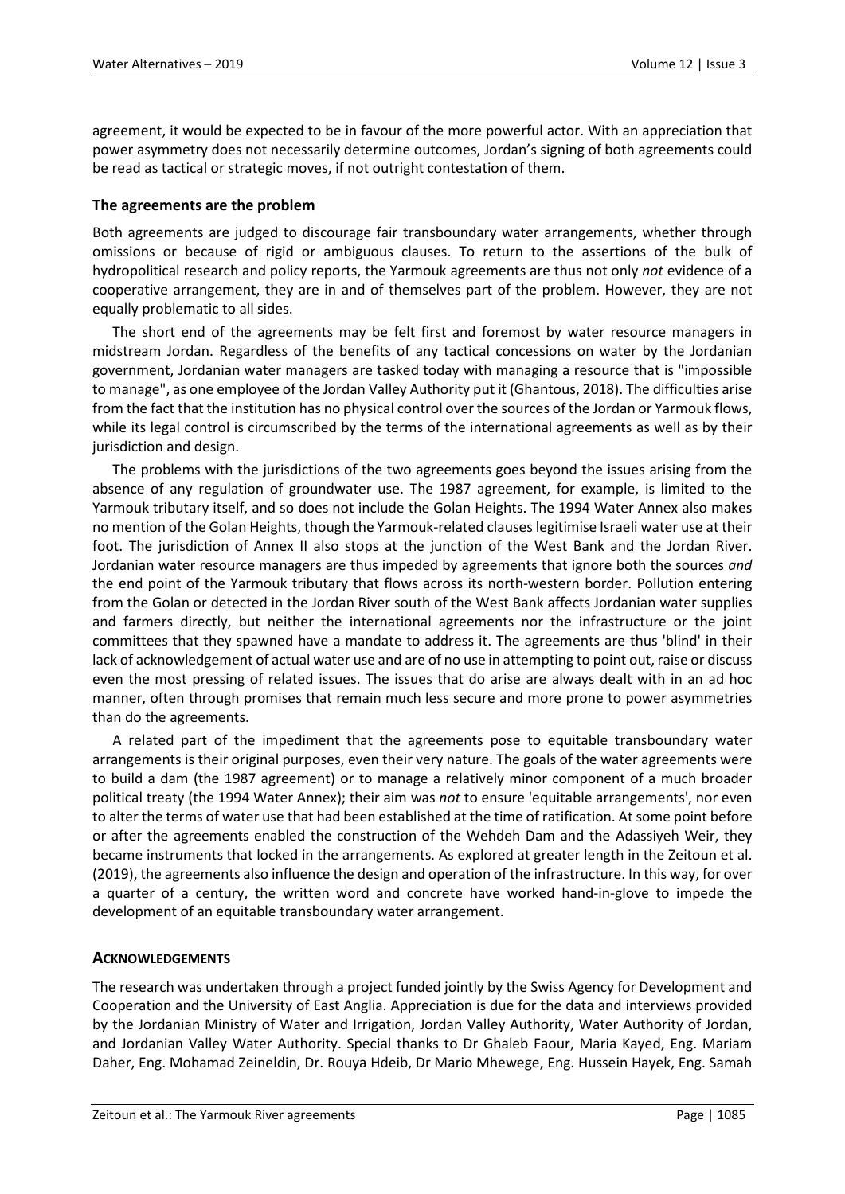agreement, it would be expected to be in favour of the more powerful actor. With an appreciation that power asymmetry does not necessarily determine outcomes, Jordan's signing of both agreements could be read as tactical or strategic moves, if not outright contestation of them.

### The agreements are the problem

Both agreements are judged to discourage fair transboundary water arrangements, whether through omissions or because of rigid or ambiguous clauses. To return to the assertions of the bulk of hydropolitical research and policy reports, the Yarmouk agreements are thus not only *not* evidence of a cooperative arrangement, they are in and of themselves part of the problem. However, they are not equally problematic to all sides.

The short end of the agreements may be felt first and foremost by water resource managers in midstream Jordan. Regardless of the benefits of any tactical concessions on water by the Jordanian government, Jordanian water managers are tasked today with managing a resource that is "impossible to manage", as one employee of the Jordan Valley Authority put it (Ghantous, 2018). The difficulties arise from the fact that the institution has no physical control over the sources of the Jordan or Yarmouk flows, while its legal control is circumscribed by the terms of the international agreements as well as by their jurisdiction and design.

The problems with the jurisdictions of the two agreements goes beyond the issues arising from the absence of any regulation of groundwater use. The 1987 agreement, for example, is limited to the Yarmouk tributary itself, and so does not include the Golan Heights. The 1994 Water Annex also makes no mention of the Golan Heights, though the Yarmouk-related clauses legitimise Israeli water use at their foot. The jurisdiction of Annex II also stops at the junction of the West Bank and the Jordan River. Jordanian water resource managers are thus impeded by agreements that ignore both the sources *and* the end point of the Yarmouk tributary that flows across its north-western border. Pollution entering from the Golan or detected in the Jordan River south of the West Bank affects Jordanian water supplies and farmers directly, but neither the international agreements nor the infrastructure or the joint committees that they spawned have a mandate to address it. The agreements are thus 'blind' in their lack of acknowledgement of actual water use and are of no use in attempting to point out, raise or discuss even the most pressing of related issues. The issues that do arise are always dealt with in an ad hoc manner, often through promises that remain much less secure and more prone to power asymmetries than do the agreements.

A related part of the impediment that the agreements pose to equitable transboundary water arrangements is their original purposes, even their very nature. The goals of the water agreements were to build a dam (the 1987 agreement) or to manage a relatively minor component of a much broader political treaty (the 1994 Water Annex); their aim was *not* to ensure 'equitable arrangements', nor even to alter the terms of water use that had been established at the time of ratification. At some point before or after the agreements enabled the construction of the Wehdeh Dam and the Adassiyeh Weir, they became instruments that locked in the arrangements. As explored at greater length in the Zeitoun et al. (2019), the agreements also influence the design and operation of the infrastructure. In this way, for over a quarter of a century, the written word and concrete have worked hand-in-glove to impede the development of an equitable transboundary water arrangement.

## ACKNOWLEDGEMENTS

The research was undertaken through a project funded jointly by the Swiss Agency for Development and Cooperation and the University of East Anglia. Appreciation is due for the data and interviews provided by the Jordanian Ministry of Water and Irrigation, Jordan Valley Authority, Water Authority of Jordan, and Jordanian Valley Water Authority. Special thanks to Dr Ghaleb Faour, Maria Kayed, Eng. Mariam Daher, Eng. Mohamad Zeineldin, Dr. Rouya Hdeib, Dr Mario Mhewege, Eng. Hussein Hayek, Eng. Samah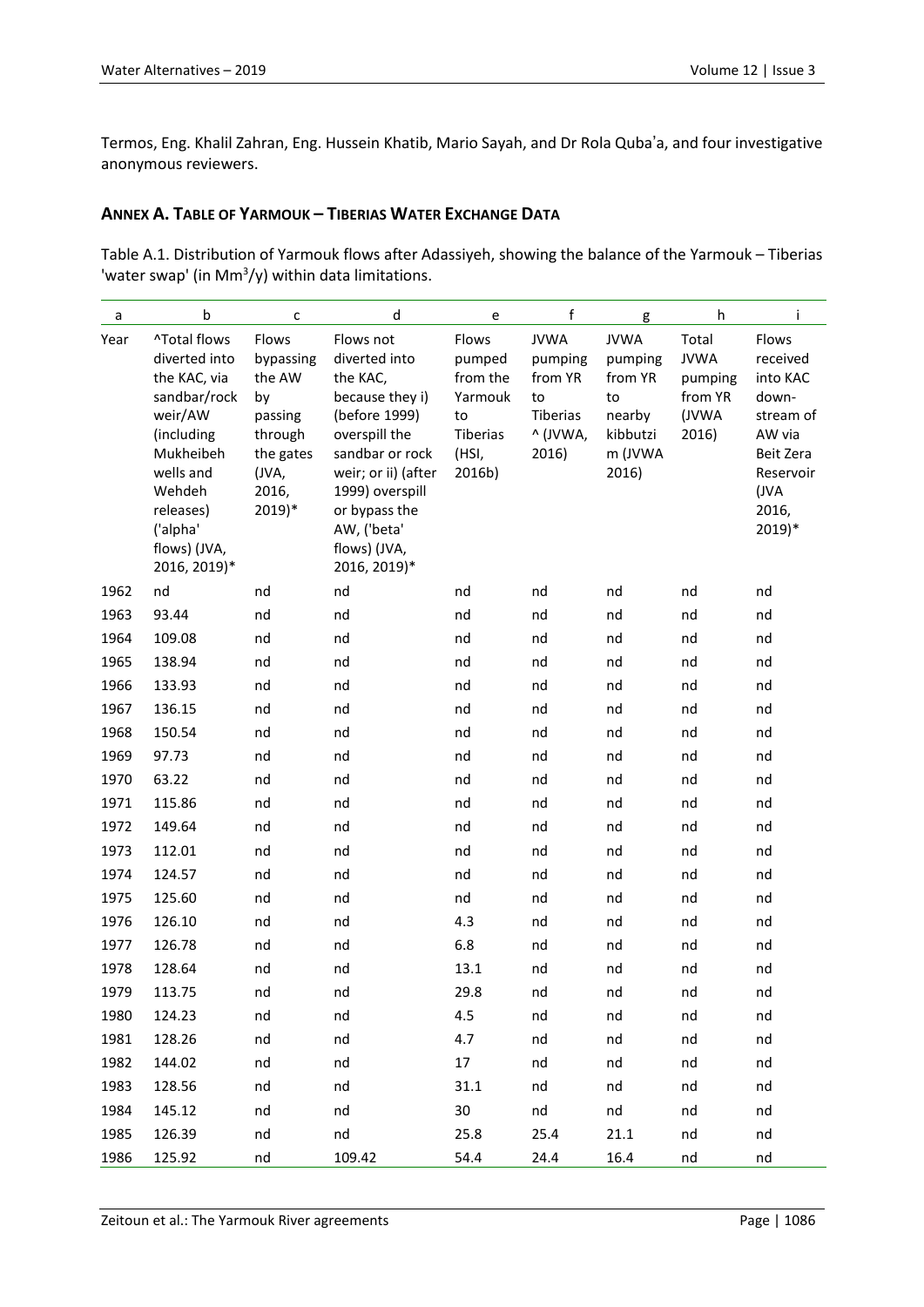Termos, Eng. Khalil Zahran, Eng. Hussein Khatib, Mario Sayah, and Dr Rola Qubaʾa, and four investigative anonymous reviewers.

## ANNEX A. TABLE OF YARMOUK – TIBERIAS WATER EXCHANGE DATA

Table A.1. Distribution of Yarmouk flows after Adassiyeh, showing the balance of the Yarmouk – Tiberias 'water swap' (in $Mm^3/y$) within data limitations.

| a | b | c | d | e | f | g | h | i |
|---|---|---|---|---|---|---|---|---|
| Year | ^Total flows diverted into the KAC, via sandbar/rock weir/AW (including Mukheibeh wells and Wehdeh releases) ('alpha' flows) (JVA, 2016, 2019)* | Flows bypassing the AW by passing through the gates (JVA, 2016, 2019)* | Flows not diverted into the KAC, because they i) (before 1999) overspill the sandbar or rock weir; or ii) (after 1999) overspill or bypass the AW, ('beta' flows) (JVA, 2016, 2019)* | Flows pumped from the Yarmouk to Tiberias (HSI, 2016b) | JVWA pumping from YR to Tiberias ^ (JVWA, 2016) | JVWA pumping from YR to nearby kibbutzim (JVWA 2016) | Total JVWA pumping from YR (JVWA 2016) | Flows received into KAC down-stream of AW via Beit Zera Reservoir (JVA 2016, 2019)* |
| 1962 | nd | nd | nd | nd | nd | nd | nd | nd |
| 1963 | 93.44 | nd | nd | nd | nd | nd | nd | nd |
| 1964 | 109.08 | nd | nd | nd | nd | nd | nd | nd |
| 1965 | 138.94 | nd | nd | nd | nd | nd | nd | nd |
| 1966 | 133.93 | nd | nd | nd | nd | nd | nd | nd |
| 1967 | 136.15 | nd | nd | nd | nd | nd | nd | nd |
| 1968 | 150.54 | nd | nd | nd | nd | nd | nd | nd |
| 1969 | 97.73 | nd | nd | nd | nd | nd | nd | nd |
| 1970 | 63.22 | nd | nd | nd | nd | nd | nd | nd |
| 1971 | 115.86 | nd | nd | nd | nd | nd | nd | nd |
| 1972 | 149.64 | nd | nd | nd | nd | nd | nd | nd |
| 1973 | 112.01 | nd | nd | nd | nd | nd | nd | nd |
| 1974 | 124.57 | nd | nd | nd | nd | nd | nd | nd |
| 1975 | 125.60 | nd | nd | nd | nd | nd | nd | nd |
| 1976 | 126.10 | nd | nd | 4.3 | nd | nd | nd | nd |
| 1977 | 126.78 | nd | nd | 6.8 | nd | nd | nd | nd |
| 1978 | 128.64 | nd | nd | 13.1 | nd | nd | nd | nd |
| 1979 | 113.75 | nd | nd | 29.8 | nd | nd | nd | nd |
| 1980 | 124.23 | nd | nd | 4.5 | nd | nd | nd | nd |
| 1981 | 128.26 | nd | nd | 4.7 | nd | nd | nd | nd |
| 1982 | 144.02 | nd | nd | 17 | nd | nd | nd | nd |
| 1983 | 128.56 | nd | nd | 31.1 | nd | nd | nd | nd |
| 1984 | 145.12 | nd | nd | 30 | nd | nd | nd | nd |
| 1985 | 126.39 | nd | nd | 25.8 | 25.4 | 21.1 | nd | nd |
| 1986 | 125.92 | nd | 109.42 | 54.4 | 24.4 | 16.4 | nd | nd |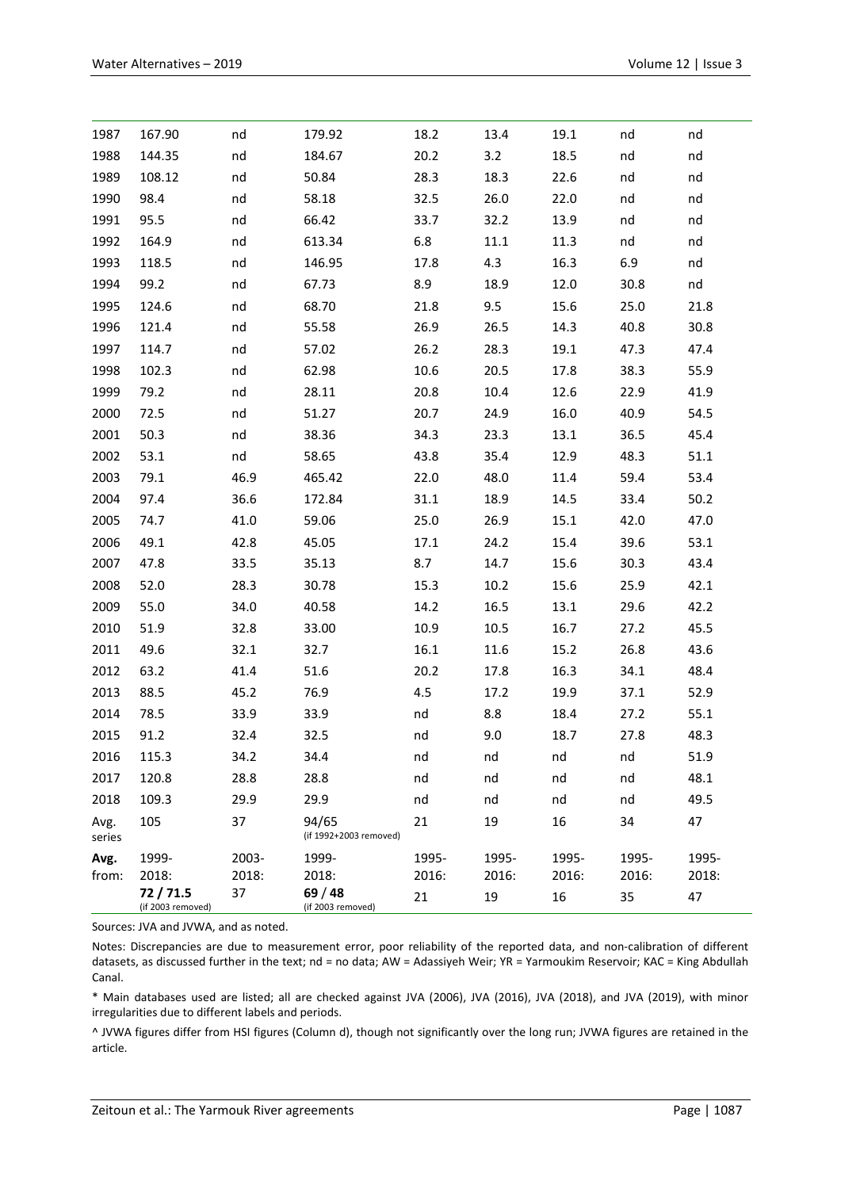| | | | | | | | | |
|---|---|---|---|---|---|---|---|---|
| 1987 | 167.90 | nd | 179.92 | 18.2 | 13.4 | 19.1 | nd | nd |
| 1988 | 144.35 | nd | 184.67 | 20.2 | 3.2 | 18.5 | nd | nd |
| 1989 | 108.12 | nd | 50.84 | 28.3 | 18.3 | 22.6 | nd | nd |
| 1990 | 98.4 | nd | 58.18 | 32.5 | 26.0 | 22.0 | nd | nd |
| 1991 | 95.5 | nd | 66.42 | 33.7 | 32.2 | 13.9 | nd | nd |
| 1992 | 164.9 | nd | 613.34 | 6.8 | 11.1 | 11.3 | nd | nd |
| 1993 | 118.5 | nd | 146.95 | 17.8 | 4.3 | 16.3 | 6.9 | nd |
| 1994 | 99.2 | nd | 67.73 | 8.9 | 18.9 | 12.0 | 30.8 | nd |
| 1995 | 124.6 | nd | 68.70 | 21.8 | 9.5 | 15.6 | 25.0 | 21.8 |
| 1996 | 121.4 | nd | 55.58 | 26.9 | 26.5 | 14.3 | 40.8 | 30.8 |
| 1997 | 114.7 | nd | 57.02 | 26.2 | 28.3 | 19.1 | 47.3 | 47.4 |
| 1998 | 102.3 | nd | 62.98 | 10.6 | 20.5 | 17.8 | 38.3 | 55.9 |
| 1999 | 79.2 | nd | 28.11 | 20.8 | 10.4 | 12.6 | 22.9 | 41.9 |
| 2000 | 72.5 | nd | 51.27 | 20.7 | 24.9 | 16.0 | 40.9 | 54.5 |
| 2001 | 50.3 | nd | 38.36 | 34.3 | 23.3 | 13.1 | 36.5 | 45.4 |
| 2002 | 53.1 | nd | 58.65 | 43.8 | 35.4 | 12.9 | 48.3 | 51.1 |
| 2003 | 79.1 | 46.9 | 465.42 | 22.0 | 48.0 | 11.4 | 59.4 | 53.4 |
| 2004 | 97.4 | 36.6 | 172.84 | 31.1 | 18.9 | 14.5 | 33.4 | 50.2 |
| 2005 | 74.7 | 41.0 | 59.06 | 25.0 | 26.9 | 15.1 | 42.0 | 47.0 |
| 2006 | 49.1 | 42.8 | 45.05 | 17.1 | 24.2 | 15.4 | 39.6 | 53.1 |
| 2007 | 47.8 | 33.5 | 35.13 | 8.7 | 14.7 | 15.6 | 30.3 | 43.4 |
| 2008 | 52.0 | 28.3 | 30.78 | 15.3 | 10.2 | 15.6 | 25.9 | 42.1 |
| 2009 | 55.0 | 34.0 | 40.58 | 14.2 | 16.5 | 13.1 | 29.6 | 42.2 |
| 2010 | 51.9 | 32.8 | 33.00 | 10.9 | 10.5 | 16.7 | 27.2 | 45.5 |
| 2011 | 49.6 | 32.1 | 32.7 | 16.1 | 11.6 | 15.2 | 26.8 | 43.6 |
| 2012 | 63.2 | 41.4 | 51.6 | 20.2 | 17.8 | 16.3 | 34.1 | 48.4 |
| 2013 | 88.5 | 45.2 | 76.9 | 4.5 | 17.2 | 19.9 | 37.1 | 52.9 |
| 2014 | 78.5 | 33.9 | 33.9 | nd | 8.8 | 18.4 | 27.2 | 55.1 |
| 2015 | 91.2 | 32.4 | 32.5 | nd | 9.0 | 18.7 | 27.8 | 48.3 |
| 2016 | 115.3 | 34.2 | 34.4 | nd | nd | nd | nd | 51.9 |
| 2017 | 120.8 | 28.8 | 28.8 | nd | nd | nd | nd | 48.1 |
| 2018 | 109.3 | 29.9 | 29.9 | nd | nd | nd | nd | 49.5 |
| Avg. series | 105 | 37 | 94/65 (if 1992+2003 removed) | 21 | 19 | 16 | 34 | 47 |
| **Avg. from:** | 1999-2018: **72 / 71.5** (if 2003 removed) | 2003-2018: 37 | 1999-2018: **69 / 48** (if 2003 removed) | 1995-2016: 21 | 1995-2016: 19 | 1995-2016: 16 | 1995-2016: 35 | 1995-2018: 47 |

Sources: JVA and JVWA, and as noted.

Notes: Discrepancies are due to measurement error, poor reliability of the reported data, and non-calibration of different datasets, as discussed further in the text; nd = no data; AW = Adassiyeh Weir; YR = Yarmoukim Reservoir; KAC = King Abdullah Canal.

* Main databases used are listed; all are checked against JVA (2006), JVA (2016), JVA (2018), and JVA (2019), with minor irregularities due to different labels and periods.

^ JVWA figures differ from HSI figures (Column d), though not significantly over the long run; JVWA figures are retained in the article.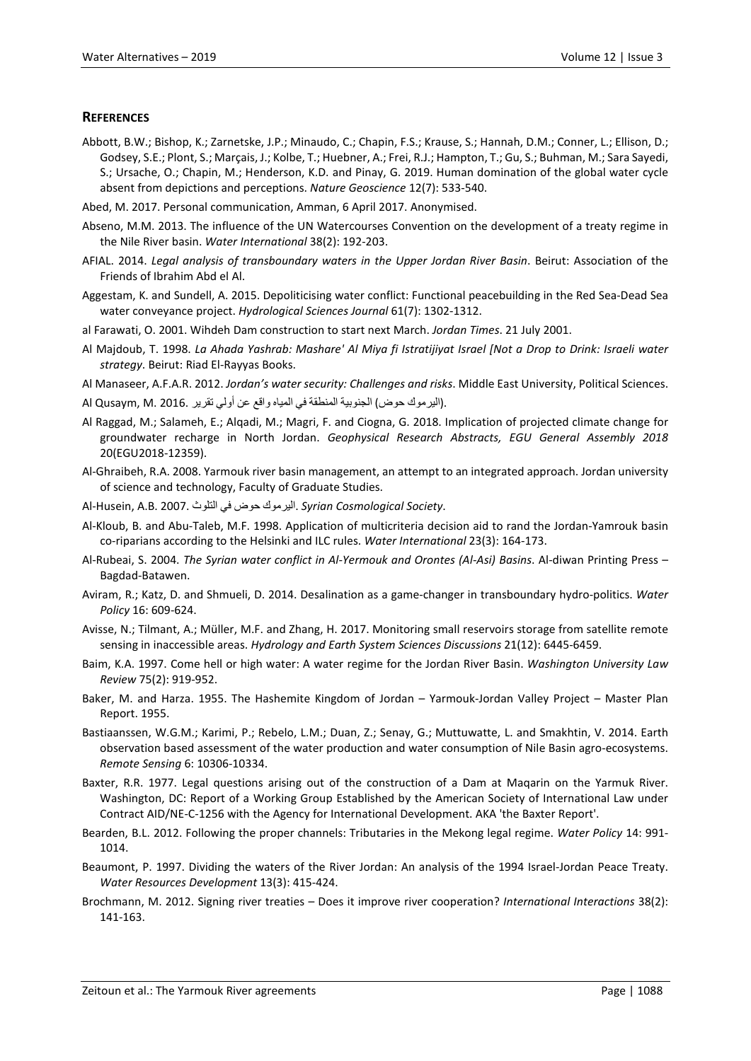## REFERENCES

Abbott, B.W.; Bishop, K.; Zarnetske, J.P.; Minaudo, C.; Chapin, F.S.; Krause, S.; Hannah, D.M.; Conner, L.; Ellison, D.; Godsey, S.E.; Plont, S.; Marçais, J.; Kolbe, T.; Huebner, A.; Frei, R.J.; Hampton, T.; Gu, S.; Buhman, M.; Sara Sayedi, S.; Ursache, O.; Chapin, M.; Henderson, K.D. and Pinay, G. 2019. Human domination of the global water cycle absent from depictions and perceptions. *Nature Geoscience* 12(7): 533-540.

Abed, M. 2017. Personal communication, Amman, 6 April 2017. Anonymised.

Abseno, M.M. 2013. The influence of the UN Watercourses Convention on the development of a treaty regime in the Nile River basin. *Water International* 38(2): 192-203.

AFIAL. 2014. *Legal analysis of transboundary waters in the Upper Jordan River Basin*. Beirut: Association of the Friends of Ibrahim Abd el Al.

Aggestam, K. and Sundell, A. 2015. Depoliticising water conflict: Functional peacebuilding in the Red Sea-Dead Sea water conveyance project. *Hydrological Sciences Journal* 61(7): 1302-1312.

al Farawati, O. 2001. Wihdeh Dam construction to start next March. *Jordan Times*. 21 July 2001.

Al Majdoub, T. 1998. *La Ahada Yashrab: Mashare' Al Miya fi Istratijiyat Israel [Not a Drop to Drink: Israeli water strategy*. Beirut: Riad El-Rayyas Books.

Al Manaseer, A.F.A.R. 2012. *Jordan's water security: Challenges and risks*. Middle East University, Political Sciences.

Al Qusaym, M. 2016. تقرير أولي عن واقع المياه في المنطقة الجنوبية (حوض اليرموك).

Al Raggad, M.; Salameh, E.; Alqadi, M.; Magri, F. and Ciogna, G. 2018. Implication of projected climate change for groundwater recharge in North Jordan. *Geophysical Research Abstracts, EGU General Assembly 2018* 20(EGU2018-12359).

Al-Ghraibeh, R.A. 2008. Yarmouk river basin management, an attempt to an integrated approach. Jordan university of science and technology, Faculty of Graduate Studies.

Al-Husein, A.B. 2007. اليرموك حوض في التلوث. *Syrian Cosmological Society*.

Al-Kloub, B. and Abu-Taleb, M.F. 1998. Application of multicriteria decision aid to rand the Jordan-Yamrouk basin co-riparians according to the Helsinki and ILC rules. *Water International* 23(3): 164-173.

Al-Rubeai, S. 2004. *The Syrian water conflict in Al-Yermouk and Orontes (Al-Asi) Basins*. Al-diwan Printing Press – Bagdad-Batawen.

Aviram, R.; Katz, D. and Shmueli, D. 2014. Desalination as a game-changer in transboundary hydro-politics. *Water Policy* 16: 609-624.

Avisse, N.; Tilmant, A.; Müller, M.F. and Zhang, H. 2017. Monitoring small reservoirs storage from satellite remote sensing in inaccessible areas. *Hydrology and Earth System Sciences Discussions* 21(12): 6445-6459.

Baim, K.A. 1997. Come hell or high water: A water regime for the Jordan River Basin. *Washington University Law Review* 75(2): 919-952.

Baker, M. and Harza. 1955. The Hashemite Kingdom of Jordan – Yarmouk-Jordan Valley Project – Master Plan Report. 1955.

Bastiaanssen, W.G.M.; Karimi, P.; Rebelo, L.M.; Duan, Z.; Senay, G.; Muttuwatte, L. and Smakhtin, V. 2014. Earth observation based assessment of the water production and water consumption of Nile Basin agro-ecosystems. *Remote Sensing* 6: 10306-10334.

Baxter, R.R. 1977. Legal questions arising out of the construction of a Dam at Maqarin on the Yarmuk River. Washington, DC: Report of a Working Group Established by the American Society of International Law under Contract AID/NE-C-1256 with the Agency for International Development. AKA 'the Baxter Report'.

Bearden, B.L. 2012. Following the proper channels: Tributaries in the Mekong legal regime. *Water Policy* 14: 991-1014.

Beaumont, P. 1997. Dividing the waters of the River Jordan: An analysis of the 1994 Israel-Jordan Peace Treaty. *Water Resources Development* 13(3): 415-424.

Brochmann, M. 2012. Signing river treaties – Does it improve river cooperation? *International Interactions* 38(2): 141-163.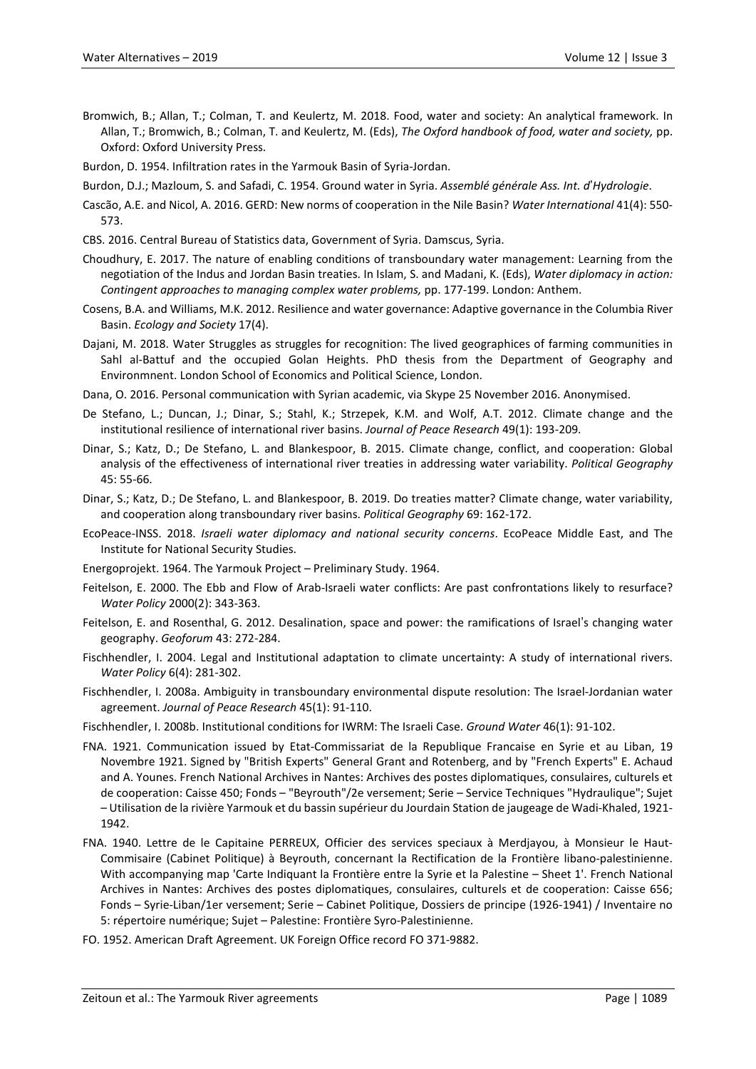Bromwich, B.; Allan, T.; Colman, T. and Keulertz, M. 2018. Food, water and society: An analytical framework. In Allan, T.; Bromwich, B.; Colman, T. and Keulertz, M. (Eds), *The Oxford handbook of food, water and society,* pp. Oxford: Oxford University Press.

Burdon, D. 1954. Infiltration rates in the Yarmouk Basin of Syria-Jordan.

Burdon, D.J.; Mazloum, S. and Safadi, C. 1954. Ground water in Syria. *Assemblé générale Ass. Int. d'Hydrologie*.

Cascão, A.E. and Nicol, A. 2016. GERD: New norms of cooperation in the Nile Basin? *Water International* 41(4): 550-573.

CBS. 2016. Central Bureau of Statistics data, Government of Syria. Damscus, Syria.

Choudhury, E. 2017. The nature of enabling conditions of transboundary water management: Learning from the negotiation of the Indus and Jordan Basin treaties. In Islam, S. and Madani, K. (Eds), *Water diplomacy in action: Contingent approaches to managing complex water problems,* pp. 177-199. London: Anthem.

Cosens, B.A. and Williams, M.K. 2012. Resilience and water governance: Adaptive governance in the Columbia River Basin. *Ecology and Society* 17(4).

Dajani, M. 2018. Water Struggles as struggles for recognition: The lived geographices of farming communities in Sahl al-Battuf and the occupied Golan Heights. PhD thesis from the Department of Geography and Environmnent. London School of Economics and Political Science, London.

Dana, O. 2016. Personal communication with Syrian academic, via Skype 25 November 2016. Anonymised.

De Stefano, L.; Duncan, J.; Dinar, S.; Stahl, K.; Strzepek, K.M. and Wolf, A.T. 2012. Climate change and the institutional resilience of international river basins. *Journal of Peace Research* 49(1): 193-209.

Dinar, S.; Katz, D.; De Stefano, L. and Blankespoor, B. 2015. Climate change, conflict, and cooperation: Global analysis of the effectiveness of international river treaties in addressing water variability. *Political Geography* 45: 55-66.

Dinar, S.; Katz, D.; De Stefano, L. and Blankespoor, B. 2019. Do treaties matter? Climate change, water variability, and cooperation along transboundary river basins. *Political Geography* 69: 162-172.

EcoPeace-INSS. 2018. *Israeli water diplomacy and national security concerns*. EcoPeace Middle East, and The Institute for National Security Studies.

Energoprojekt. 1964. The Yarmouk Project – Preliminary Study. 1964.

Feitelson, E. 2000. The Ebb and Flow of Arab-Israeli water conflicts: Are past confrontations likely to resurface? *Water Policy* 2000(2): 343-363.

Feitelson, E. and Rosenthal, G. 2012. Desalination, space and power: the ramifications of Israel's changing water geography. *Geoforum* 43: 272-284.

Fischhendler, I. 2004. Legal and Institutional adaptation to climate uncertainty: A study of international rivers. *Water Policy* 6(4): 281-302.

Fischhendler, I. 2008a. Ambiguity in transboundary environmental dispute resolution: The Israel-Jordanian water agreement. *Journal of Peace Research* 45(1): 91-110.

Fischhendler, I. 2008b. Institutional conditions for IWRM: The Israeli Case. *Ground Water* 46(1): 91-102.

FNA. 1921. Communication issued by Etat-Commissariat de la Republique Francaise en Syrie et au Liban, 19 Novembre 1921. Signed by "British Experts" General Grant and Rotenberg, and by "French Experts" E. Achaud and A. Younes. French National Archives in Nantes: Archives des postes diplomatiques, consulaires, culturels et de cooperation: Caisse 450; Fonds – "Beyrouth"/2e versement; Serie – Service Techniques "Hydraulique"; Sujet – Utilisation de la rivière Yarmouk et du bassin supérieur du Jourdain Station de gaugeage de Wadi-Khaled, 1921-1942.

FNA. 1940. Lettre de le Capitaine PERREUX, Officier des services speciaux à Merdjayou, à Monsieur le Haut-Commisaire (Cabinet Politique) à Beyrouth, concernant la Rectification de la Frontière libano-palestinienne. With accompanying map 'Carte Indiquant la Frontière entre la Syrie et la Palestine – Sheet 1'. French National Archives in Nantes: Archives des postes diplomatiques, consulaires, culturels et de cooperation: Caisse 656; Fonds – Syrie-Liban/1er versement; Serie – Cabinet Politique, Dossiers de principe (1926-1941) / Inventaire no 5: répertoire numérique; Sujet – Palestine: Frontière Syro-Palestinienne.

FO. 1952. American Draft Agreement. UK Foreign Office record FO 371-9882.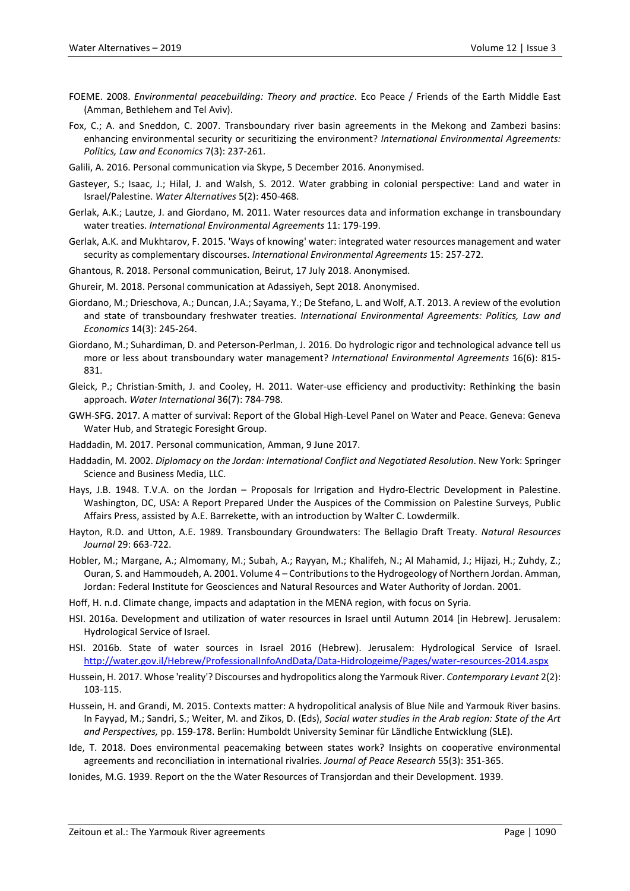FOEME. 2008. *Environmental peacebuilding: Theory and practice*. Eco Peace / Friends of the Earth Middle East (Amman, Bethlehem and Tel Aviv).

Fox, C.; A. and Sneddon, C. 2007. Transboundary river basin agreements in the Mekong and Zambezi basins: enhancing environmental security or securitizing the environment? *International Environmental Agreements: Politics, Law and Economics* 7(3): 237-261.

Galili, A. 2016. Personal communication via Skype, 5 December 2016. Anonymised.

Gasteyer, S.; Isaac, J.; Hilal, J. and Walsh, S. 2012. Water grabbing in colonial perspective: Land and water in Israel/Palestine. *Water Alternatives* 5(2): 450-468.

Gerlak, A.K.; Lautze, J. and Giordano, M. 2011. Water resources data and information exchange in transboundary water treaties. *International Environmental Agreements* 11: 179-199.

Gerlak, A.K. and Mukhtarov, F. 2015. 'Ways of knowing' water: integrated water resources management and water security as complementary discourses. *International Environmental Agreements* 15: 257-272.

Ghantous, R. 2018. Personal communication, Beirut, 17 July 2018. Anonymised.

Ghureir, M. 2018. Personal communication at Adassiyeh, Sept 2018. Anonymised.

Giordano, M.; Drieschova, A.; Duncan, J.A.; Sayama, Y.; De Stefano, L. and Wolf, A.T. 2013. A review of the evolution and state of transboundary freshwater treaties. *International Environmental Agreements: Politics, Law and Economics* 14(3): 245-264.

Giordano, M.; Suhardiman, D. and Peterson-Perlman, J. 2016. Do hydrologic rigor and technological advance tell us more or less about transboundary water management? *International Environmental Agreements* 16(6): 815-831.

Gleick, P.; Christian-Smith, J. and Cooley, H. 2011. Water-use efficiency and productivity: Rethinking the basin approach. *Water International* 36(7): 784-798.

GWH-SFG. 2017. A matter of survival: Report of the Global High-Level Panel on Water and Peace. Geneva: Geneva Water Hub, and Strategic Foresight Group.

Haddadin, M. 2017. Personal communication, Amman, 9 June 2017.

Haddadin, M. 2002. *Diplomacy on the Jordan: International Conflict and Negotiated Resolution*. New York: Springer Science and Business Media, LLC.

Hays, J.B. 1948. T.V.A. on the Jordan – Proposals for Irrigation and Hydro-Electric Development in Palestine. Washington, DC, USA: A Report Prepared Under the Auspices of the Commission on Palestine Surveys, Public Affairs Press, assisted by A.E. Barrekette, with an introduction by Walter C. Lowdermilk.

Hayton, R.D. and Utton, A.E. 1989. Transboundary Groundwaters: The Bellagio Draft Treaty. *Natural Resources Journal* 29: 663-722.

Hobler, M.; Margane, A.; Almomany, M.; Subah, A.; Rayyan, M.; Khalifeh, N.; Al Mahamid, J.; Hijazi, H.; Zuhdy, Z.; Ouran, S. and Hammoudeh, A. 2001. Volume 4 – Contributions to the Hydrogeology of Northern Jordan. Amman, Jordan: Federal Institute for Geosciences and Natural Resources and Water Authority of Jordan. 2001.

Hoff, H. n.d. Climate change, impacts and adaptation in the MENA region, with focus on Syria.

HSI. 2016a. Development and utilization of water resources in Israel until Autumn 2014 [in Hebrew]. Jerusalem: Hydrological Service of Israel.

HSI. 2016b. State of water sources in Israel 2016 (Hebrew). Jerusalem: Hydrological Service of Israel. http://water.gov.il/Hebrew/ProfessionalInfoAndData/Data-Hidrologeime/Pages/water-resources-2014.aspx

Hussein, H. 2017. Whose 'reality'? Discourses and hydropolitics along the Yarmouk River. *Contemporary Levant* 2(2): 103-115.

Hussein, H. and Grandi, M. 2015. Contexts matter: A hydropolitical analysis of Blue Nile and Yarmouk River basins. In Fayyad, M.; Sandri, S.; Weiter, M. and Zikos, D. (Eds), *Social water studies in the Arab region: State of the Art and Perspectives,* pp. 159-178. Berlin: Humboldt University Seminar für Ländliche Entwicklung (SLE).

Ide, T. 2018. Does environmental peacemaking between states work? Insights on cooperative environmental agreements and reconciliation in international rivalries. *Journal of Peace Research* 55(3): 351-365.

Ionides, M.G. 1939. Report on the the Water Resources of Transjordan and their Development. 1939.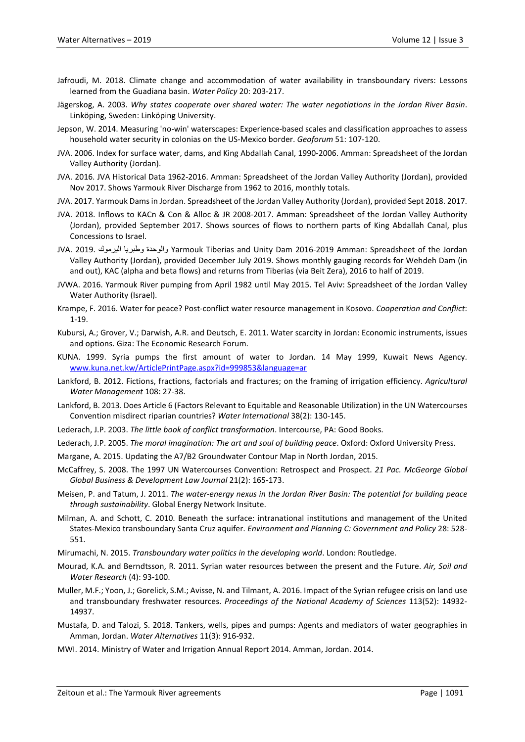Jafroudi, M. 2018. Climate change and accommodation of water availability in transboundary rivers: Lessons learned from the Guadiana basin. *Water Policy* 20: 203-217.

Jägerskog, A. 2003. *Why states cooperate over shared water: The water negotiations in the Jordan River Basin*. Linköping, Sweden: Linköping University.

Jepson, W. 2014. Measuring 'no-win' waterscapes: Experience-based scales and classification approaches to assess household water security in colonias on the US-Mexico border. *Geoforum* 51: 107-120.

JVA. 2006. Index for surface water, dams, and King Abdallah Canal, 1990-2006. Amman: Spreadsheet of the Jordan Valley Authority (Jordan).

JVA. 2016. JVA Historical Data 1962-2016. Amman: Spreadsheet of the Jordan Valley Authority (Jordan), provided Nov 2017. Shows Yarmouk River Discharge from 1962 to 2016, monthly totals.

JVA. 2017. Yarmouk Dams in Jordan. Spreadsheet of the Jordan Valley Authority (Jordan), provided Sept 2018. 2017.

JVA. 2018. Inflows to KACn & Con & Alloc & JR 2008-2017. Amman: Spreadsheet of the Jordan Valley Authority (Jordan), provided September 2017. Shows sources of flows to northern parts of King Abdallah Canal, plus Concessions to Israel.

JVA. 2019. اليرموك وطبريا والوحدة Yarmouk Tiberias and Unity Dam 2016-2019 Amman: Spreadsheet of the Jordan Valley Authority (Jordan), provided December July 2019. Shows monthly gauging records for Wehdeh Dam (in and out), KAC (alpha and beta flows) and returns from Tiberias (via Beit Zera), 2016 to half of 2019.

JVWA. 2016. Yarmouk River pumping from April 1982 until May 2015. Tel Aviv: Spreadsheet of the Jordan Valley Water Authority (Israel).

Krampe, F. 2016. Water for peace? Post-conflict water resource management in Kosovo. *Cooperation and Conflict*: 1-19.

Kubursi, A.; Grover, V.; Darwish, A.R. and Deutsch, E. 2011. Water scarcity in Jordan: Economic instruments, issues and options. Giza: The Economic Research Forum.

KUNA. 1999. Syria pumps the first amount of water to Jordan. 14 May 1999, Kuwait News Agency. www.kuna.net.kw/ArticlePrintPage.aspx?id=999853&language=ar

Lankford, B. 2012. Fictions, fractions, factorials and fractures; on the framing of irrigation efficiency. *Agricultural Water Management* 108: 27-38.

Lankford, B. 2013. Does Article 6 (Factors Relevant to Equitable and Reasonable Utilization) in the UN Watercourses Convention misdirect riparian countries? *Water International* 38(2): 130-145.

Lederach, J.P. 2003. *The little book of conflict transformation*. Intercourse, PA: Good Books.

Lederach, J.P. 2005. *The moral imagination: The art and soul of building peace*. Oxford: Oxford University Press.

Margane, A. 2015. Updating the A7/B2 Groundwater Contour Map in North Jordan, 2015.

McCaffrey, S. 2008. The 1997 UN Watercourses Convention: Retrospect and Prospect. *21 Pac. McGeorge Global Global Business & Development Law Journal* 21(2): 165-173.

Meisen, P. and Tatum, J. 2011. *The water-energy nexus in the Jordan River Basin: The potential for building peace through sustainability*. Global Energy Network Insitute.

Milman, A. and Schott, C. 2010. Beneath the surface: intranational institutions and management of the United States-Mexico transboundary Santa Cruz aquifer. *Environment and Planning C: Government and Policy* 28: 528-551.

Mirumachi, N. 2015. *Transboundary water politics in the developing world*. London: Routledge.

Mourad, K.A. and Berndtsson, R. 2011. Syrian water resources between the present and the Future. *Air, Soil and Water Research* (4): 93-100.

Muller, M.F.; Yoon, J.; Gorelick, S.M.; Avisse, N. and Tilmant, A. 2016. Impact of the Syrian refugee crisis on land use and transboundary freshwater resources. *Proceedings of the National Academy of Sciences* 113(52): 14932-14937.

Mustafa, D. and Talozi, S. 2018. Tankers, wells, pipes and pumps: Agents and mediators of water geographies in Amman, Jordan. *Water Alternatives* 11(3): 916-932.

MWI. 2014. Ministry of Water and Irrigation Annual Report 2014. Amman, Jordan. 2014.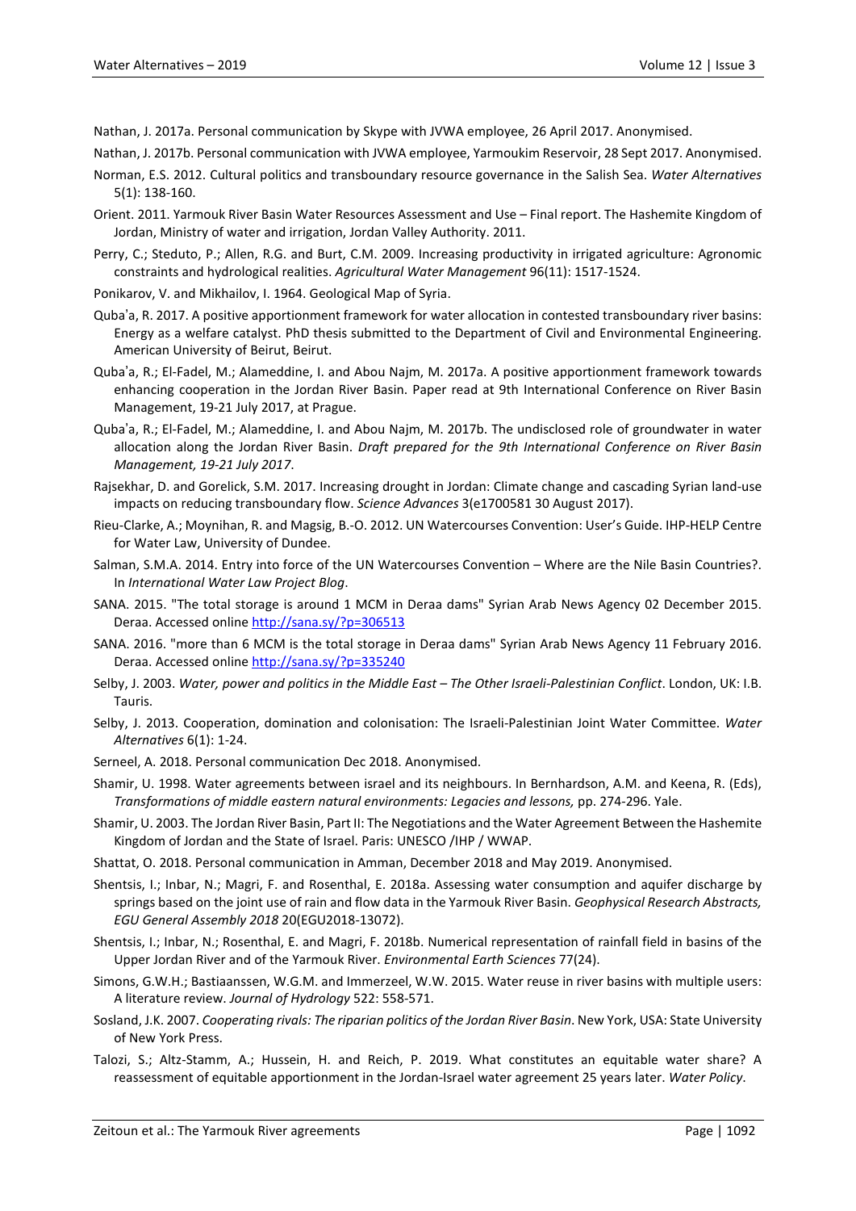Nathan, J. 2017a. Personal communication by Skype with JVWA employee, 26 April 2017. Anonymised.

Nathan, J. 2017b. Personal communication with JVWA employee, Yarmoukim Reservoir, 28 Sept 2017. Anonymised.

Norman, E.S. 2012. Cultural politics and transboundary resource governance in the Salish Sea. *Water Alternatives* 5(1): 138-160.

Orient. 2011. Yarmouk River Basin Water Resources Assessment and Use – Final report. The Hashemite Kingdom of Jordan, Ministry of water and irrigation, Jordan Valley Authority. 2011.

Perry, C.; Steduto, P.; Allen, R.G. and Burt, C.M. 2009. Increasing productivity in irrigated agriculture: Agronomic constraints and hydrological realities. *Agricultural Water Management* 96(11): 1517-1524.

Ponikarov, V. and Mikhailov, I. 1964. Geological Map of Syria.

Quba'a, R. 2017. A positive apportionment framework for water allocation in contested transboundary river basins: Energy as a welfare catalyst. PhD thesis submitted to the Department of Civil and Environmental Engineering. American University of Beirut, Beirut.

Quba'a, R.; El-Fadel, M.; Alameddine, I. and Abou Najm, M. 2017a. A positive apportionment framework towards enhancing cooperation in the Jordan River Basin. Paper read at 9th International Conference on River Basin Management, 19-21 July 2017, at Prague.

Quba'a, R.; El-Fadel, M.; Alameddine, I. and Abou Najm, M. 2017b. The undisclosed role of groundwater in water allocation along the Jordan River Basin. *Draft prepared for the 9th International Conference on River Basin Management, 19-21 July 2017*.

Rajsekhar, D. and Gorelick, S.M. 2017. Increasing drought in Jordan: Climate change and cascading Syrian land-use impacts on reducing transboundary flow. *Science Advances* 3(e1700581 30 August 2017).

Rieu-Clarke, A.; Moynihan, R. and Magsig, B.-O. 2012. UN Watercourses Convention: User's Guide. IHP-HELP Centre for Water Law, University of Dundee.

Salman, S.M.A. 2014. Entry into force of the UN Watercourses Convention – Where are the Nile Basin Countries?. In *International Water Law Project Blog*.

SANA. 2015. "The total storage is around 1 MCM in Deraa dams" Syrian Arab News Agency 02 December 2015. Deraa. Accessed online http://sana.sy/?p=306513

SANA. 2016. "more than 6 MCM is the total storage in Deraa dams" Syrian Arab News Agency 11 February 2016. Deraa. Accessed online http://sana.sy/?p=335240

Selby, J. 2003. *Water, power and politics in the Middle East – The Other Israeli-Palestinian Conflict*. London, UK: I.B. Tauris.

Selby, J. 2013. Cooperation, domination and colonisation: The Israeli-Palestinian Joint Water Committee. *Water Alternatives* 6(1): 1-24.

Serneel, A. 2018. Personal communication Dec 2018. Anonymised.

Shamir, U. 1998. Water agreements between israel and its neighbours. In Bernhardson, A.M. and Keena, R. (Eds), *Transformations of middle eastern natural environments: Legacies and lessons,* pp. 274-296. Yale.

Shamir, U. 2003. The Jordan River Basin, Part II: The Negotiations and the Water Agreement Between the Hashemite Kingdom of Jordan and the State of Israel. Paris: UNESCO /IHP / WWAP.

Shattat, O. 2018. Personal communication in Amman, December 2018 and May 2019. Anonymised.

Shentsis, I.; Inbar, N.; Magri, F. and Rosenthal, E. 2018a. Assessing water consumption and aquifer discharge by springs based on the joint use of rain and flow data in the Yarmouk River Basin. *Geophysical Research Abstracts, EGU General Assembly 2018* 20(EGU2018-13072).

Shentsis, I.; Inbar, N.; Rosenthal, E. and Magri, F. 2018b. Numerical representation of rainfall field in basins of the Upper Jordan River and of the Yarmouk River. *Environmental Earth Sciences* 77(24).

Simons, G.W.H.; Bastiaanssen, W.G.M. and Immerzeel, W.W. 2015. Water reuse in river basins with multiple users: A literature review. *Journal of Hydrology* 522: 558-571.

Sosland, J.K. 2007. *Cooperating rivals: The riparian politics of the Jordan River Basin*. New York, USA: State University of New York Press.

Talozi, S.; Altz-Stamm, A.; Hussein, H. and Reich, P. 2019. What constitutes an equitable water share? A reassessment of equitable apportionment in the Jordan-Israel water agreement 25 years later. *Water Policy*.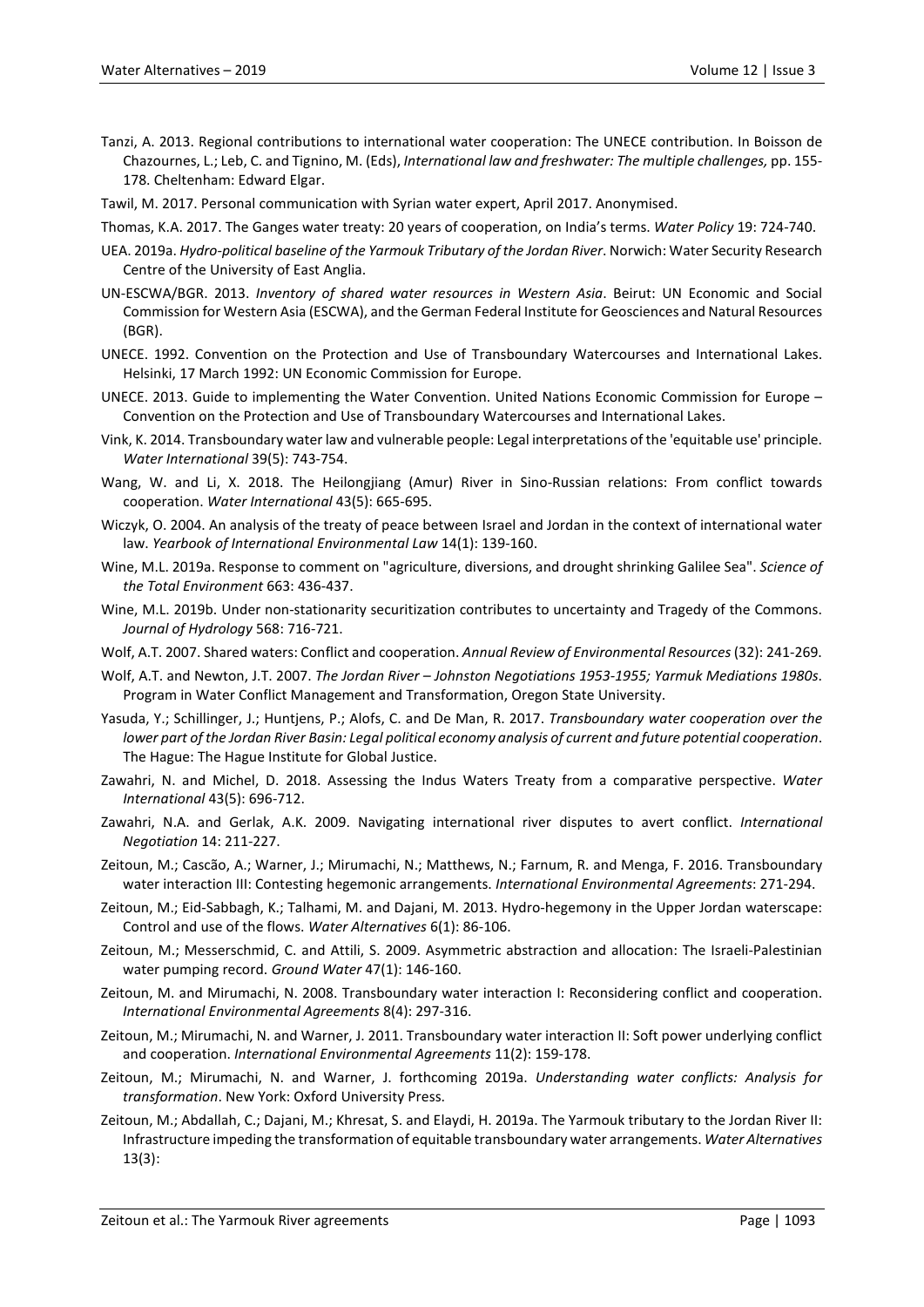Tanzi, A. 2013. Regional contributions to international water cooperation: The UNECE contribution. In Boisson de Chazournes, L.; Leb, C. and Tignino, M. (Eds), *International law and freshwater: The multiple challenges,* pp. 155-178. Cheltenham: Edward Elgar.

Tawil, M. 2017. Personal communication with Syrian water expert, April 2017. Anonymised.

Thomas, K.A. 2017. The Ganges water treaty: 20 years of cooperation, on India's terms. *Water Policy* 19: 724-740.

UEA. 2019a. *Hydro-political baseline of the Yarmouk Tributary of the Jordan River*. Norwich: Water Security Research Centre of the University of East Anglia.

UN-ESCWA/BGR. 2013. *Inventory of shared water resources in Western Asia*. Beirut: UN Economic and Social Commission for Western Asia (ESCWA), and the German Federal Institute for Geosciences and Natural Resources (BGR).

UNECE. 1992. Convention on the Protection and Use of Transboundary Watercourses and International Lakes. Helsinki, 17 March 1992: UN Economic Commission for Europe.

UNECE. 2013. Guide to implementing the Water Convention. United Nations Economic Commission for Europe – Convention on the Protection and Use of Transboundary Watercourses and International Lakes.

Vink, K. 2014. Transboundary water law and vulnerable people: Legal interpretations of the 'equitable use' principle. *Water International* 39(5): 743-754.

Wang, W. and Li, X. 2018. The Heilongjiang (Amur) River in Sino-Russian relations: From conflict towards cooperation. *Water International* 43(5): 665-695.

Wiczyk, O. 2004. An analysis of the treaty of peace between Israel and Jordan in the context of international water law. *Yearbook of International Environmental Law* 14(1): 139-160.

Wine, M.L. 2019a. Response to comment on "agriculture, diversions, and drought shrinking Galilee Sea". *Science of the Total Environment* 663: 436-437.

Wine, M.L. 2019b. Under non-stationarity securitization contributes to uncertainty and Tragedy of the Commons. *Journal of Hydrology* 568: 716-721.

Wolf, A.T. 2007. Shared waters: Conflict and cooperation. *Annual Review of Environmental Resources* (32): 241-269.

Wolf, A.T. and Newton, J.T. 2007. *The Jordan River – Johnston Negotiations 1953-1955; Yarmuk Mediations 1980s*. Program in Water Conflict Management and Transformation, Oregon State University.

Yasuda, Y.; Schillinger, J.; Huntjens, P.; Alofs, C. and De Man, R. 2017. *Transboundary water cooperation over the lower part of the Jordan River Basin: Legal political economy analysis of current and future potential cooperation*. The Hague: The Hague Institute for Global Justice.

Zawahri, N. and Michel, D. 2018. Assessing the Indus Waters Treaty from a comparative perspective. *Water International* 43(5): 696-712.

Zawahri, N.A. and Gerlak, A.K. 2009. Navigating international river disputes to avert conflict. *International Negotiation* 14: 211-227.

Zeitoun, M.; Cascão, A.; Warner, J.; Mirumachi, N.; Matthews, N.; Farnum, R. and Menga, F. 2016. Transboundary water interaction III: Contesting hegemonic arrangements. *International Environmental Agreements*: 271-294.

Zeitoun, M.; Eid-Sabbagh, K.; Talhami, M. and Dajani, M. 2013. Hydro-hegemony in the Upper Jordan waterscape: Control and use of the flows. *Water Alternatives* 6(1): 86-106.

Zeitoun, M.; Messerschmid, C. and Attili, S. 2009. Asymmetric abstraction and allocation: The Israeli-Palestinian water pumping record. *Ground Water* 47(1): 146-160.

Zeitoun, M. and Mirumachi, N. 2008. Transboundary water interaction I: Reconsidering conflict and cooperation. *International Environmental Agreements* 8(4): 297-316.

Zeitoun, M.; Mirumachi, N. and Warner, J. 2011. Transboundary water interaction II: Soft power underlying conflict and cooperation. *International Environmental Agreements* 11(2): 159-178.

Zeitoun, M.; Mirumachi, N. and Warner, J. forthcoming 2019a. *Understanding water conflicts: Analysis for transformation*. New York: Oxford University Press.

Zeitoun, M.; Abdallah, C.; Dajani, M.; Khresat, S. and Elaydi, H. 2019a. The Yarmouk tributary to the Jordan River II: Infrastructure impeding the transformation of equitable transboundary water arrangements. *Water Alternatives* 13(3):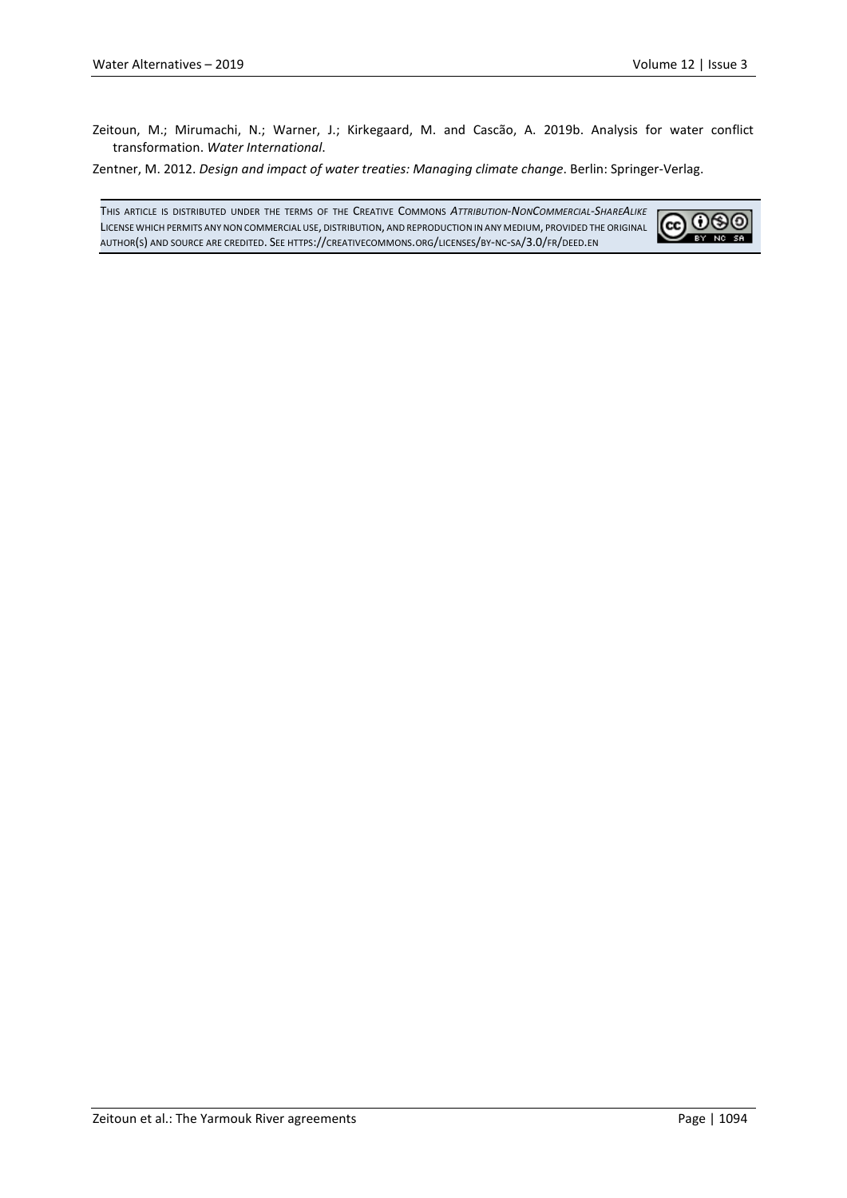Zeitoun, M.; Mirumachi, N.; Warner, J.; Kirkegaard, M. and Cascão, A. 2019b. Analysis for water conflict transformation. *Water International*.

Zentner, M. 2012. *Design and impact of water treaties: Managing climate change*. Berlin: Springer-Verlag.

THIS ARTICLE IS DISTRIBUTED UNDER THE TERMS OF THE CREATIVE COMMONS *ATTRIBUTION-NONCOMMERCIAL-SHAREALIKE* LICENSE WHICH PERMITS ANY NON COMMERCIAL USE, DISTRIBUTION, AND REPRODUCTION IN ANY MEDIUM, PROVIDED THE ORIGINAL AUTHOR(S) AND SOURCE ARE CREDITED. SEE HTTPS://CREATIVECOMMONS.ORG/LICENSES/BY-NC-SA/3.0/FR/DEED.EN